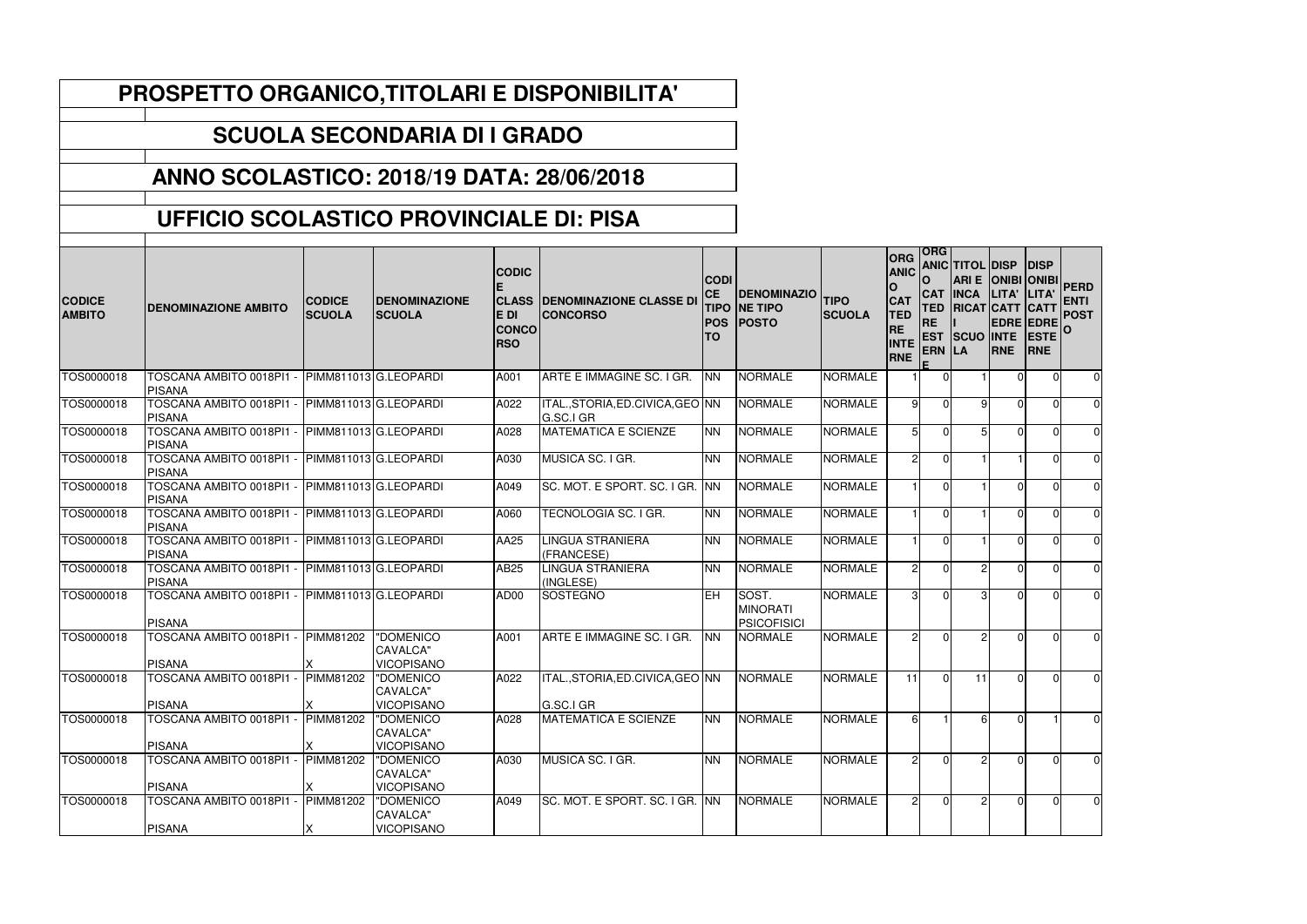# PROSPETTO ORGANICO,TITOLARI E DISPONIBILITA'

## SCUOLA SECONDARIA DI I GRADO

## ANNO SCOLASTICO: 2018/19 DATA: 28/06/2018

## UFFICIO SCOLASTICO PROVINCIALE DI: PISA

| CODICE AMBITO | DENOMINAZIONE AMBITO | CODICE SCUOLA | DENOMINAZIONE SCUOLA | CODICE CLASSE DI CONCORSO | DENOMINAZIONE CLASSE DI CONCORSO | CODICE TIPO POSTO | DENOMINAZIONE TIPO POSTO | TIPO SCUOLA | ORGANICO CATTEDRE INTERNE | ORGANICO CATTEDRE ESTERNE | TITOLARI E INCARICATI SCUOLA | DISPONIBILITA' CATTEDRE INTERNE | DISPONIBILITA' CATTEDRE ESTERNE | PERDENTI POSTO |
|---|---|---|---|---|---|---|---|---|---|---|---|---|---|---|
| TOS0000018 | TOSCANA AMBITO 0018PI1 - PISANA | PIMM811013 | G.LEOPARDI | A001 | ARTE E IMMAGINE SC. I GR. | NN | NORMALE | NORMALE | 1 | 0 | 1 | 0 | 0 | 0 |
| TOS0000018 | TOSCANA AMBITO 0018PI1 - PISANA | PIMM811013 | G.LEOPARDI | A022 | ITAL.,STORIA,ED.CIVICA,GEO G.SC.I GR | NN | NORMALE | NORMALE | 9 | 0 | 9 | 0 | 0 | 0 |
| TOS0000018 | TOSCANA AMBITO 0018PI1 - PISANA | PIMM811013 | G.LEOPARDI | A028 | MATEMATICA E SCIENZE | NN | NORMALE | NORMALE | 5 | 0 | 5 | 0 | 0 | 0 |
| TOS0000018 | TOSCANA AMBITO 0018PI1 - PISANA | PIMM811013 | G.LEOPARDI | A030 | MUSICA SC. I GR. | NN | NORMALE | NORMALE | 2 | 0 | 1 | 1 | 0 | 0 |
| TOS0000018 | TOSCANA AMBITO 0018PI1 - PISANA | PIMM811013 | G.LEOPARDI | A049 | SC. MOT. E SPORT. SC. I GR. | NN | NORMALE | NORMALE | 1 | 0 | 1 | 0 | 0 | 0 |
| TOS0000018 | TOSCANA AMBITO 0018PI1 - PISANA | PIMM811013 | G.LEOPARDI | A060 | TECNOLOGIA SC. I GR. | NN | NORMALE | NORMALE | 1 | 0 | 1 | 0 | 0 | 0 |
| TOS0000018 | TOSCANA AMBITO 0018PI1 - PISANA | PIMM811013 | G.LEOPARDI | AA25 | LINGUA STRANIERA (FRANCESE) | NN | NORMALE | NORMALE | 1 | 0 | 1 | 0 | 0 | 0 |
| TOS0000018 | TOSCANA AMBITO 0018PI1 - PISANA | PIMM811013 | G.LEOPARDI | AB25 | LINGUA STRANIERA (INGLESE) | NN | NORMALE | NORMALE | 2 | 0 | 2 | 0 | 0 | 0 |
| TOS0000018 | TOSCANA AMBITO 0018PI1 - PISANA | PIMM811013 | G.LEOPARDI | AD00 | SOSTEGNO | EH | SOST. MINORATI PSICOFISICI | NORMALE | 3 | 0 | 3 | 0 | 0 | 0 |
| TOS0000018 | TOSCANA AMBITO 0018PI1 - PISANA | PIMM81202X | "DOMENICO CAVALCA" VICOPISANO | A001 | ARTE E IMMAGINE SC. I GR. | NN | NORMALE | NORMALE | 2 | 0 | 2 | 0 | 0 | 0 |
| TOS0000018 | TOSCANA AMBITO 0018PI1 - PISANA | PIMM81202X | "DOMENICO CAVALCA" VICOPISANO | A022 | ITAL.,STORIA,ED.CIVICA,GEO G.SC.I GR | NN | NORMALE | NORMALE | 11 | 0 | 11 | 0 | 0 | 0 |
| TOS0000018 | TOSCANA AMBITO 0018PI1 - PISANA | PIMM81202X | "DOMENICO CAVALCA" VICOPISANO | A028 | MATEMATICA E SCIENZE | NN | NORMALE | NORMALE | 6 | 1 | 6 | 0 | 1 | 0 |
| TOS0000018 | TOSCANA AMBITO 0018PI1 - PISANA | PIMM81202X | "DOMENICO CAVALCA" VICOPISANO | A030 | MUSICA SC. I GR. | NN | NORMALE | NORMALE | 2 | 0 | 2 | 0 | 0 | 0 |
| TOS0000018 | TOSCANA AMBITO 0018PI1 - PISANA | PIMM81202X | "DOMENICO CAVALCA" VICOPISANO | A049 | SC. MOT. E SPORT. SC. I GR. | NN | NORMALE | NORMALE | 2 | 0 | 2 | 0 | 0 | 0 |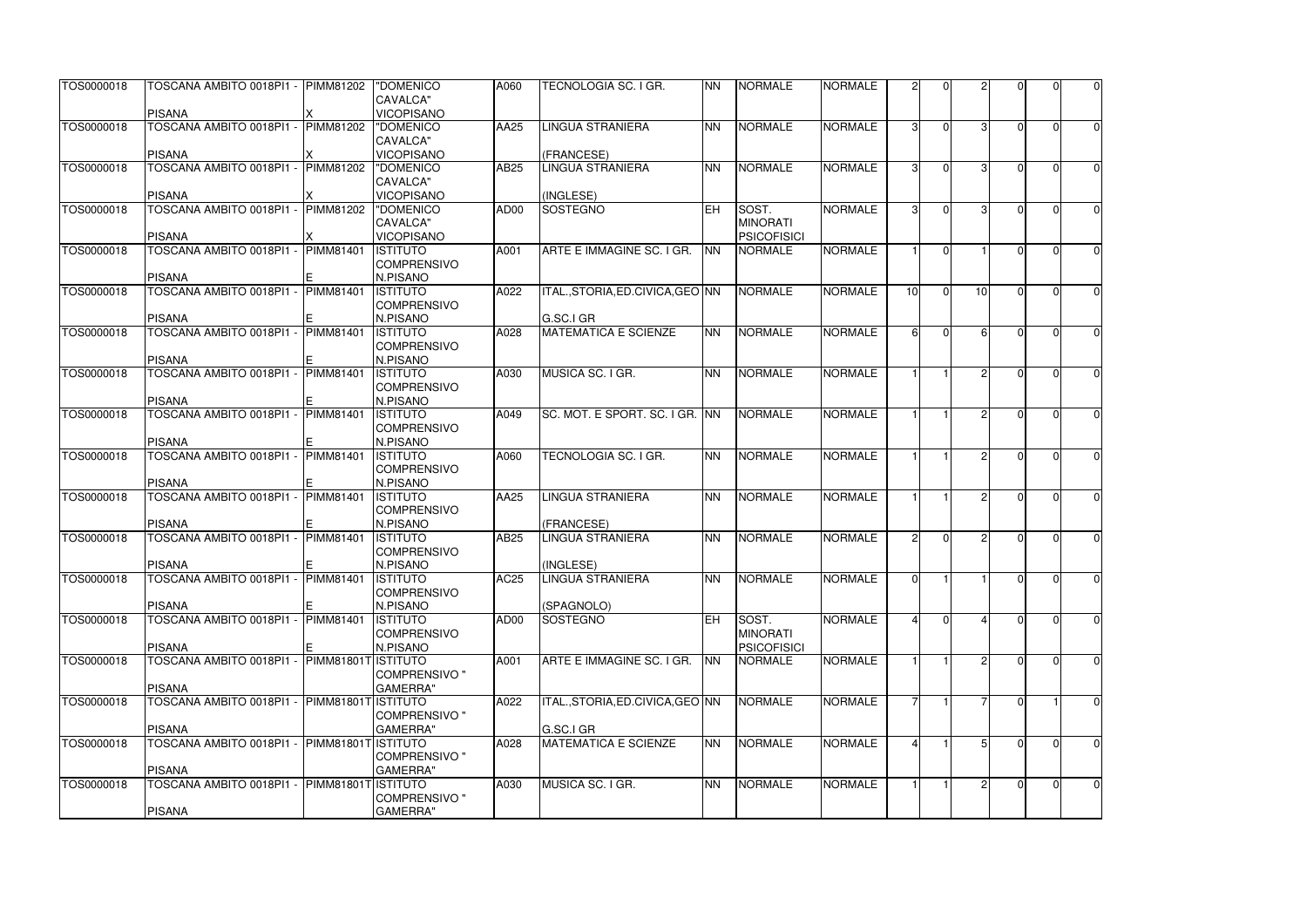| | | | | | | | | | | | | | | | |
|---|---|---|---|---|---|---|---|---|---|---|---|---|---|---|---|
| TOS0000018 | TOSCANA AMBITO 0018PI1 - PISANA | PIMM81202 X | "DOMENICO CAVALCA" VICOPISANO | A060 | TECNOLOGIA SC. I GR. | NN | NORMALE | NORMALE | 2 | 0 | 2 | 0 | 0 | 0 |
| TOS0000018 | TOSCANA AMBITO 0018PI1 - PISANA | PIMM81202 X | "DOMENICO CAVALCA" VICOPISANO | AA25 | LINGUA STRANIERA (FRANCESE) | NN | NORMALE | NORMALE | 3 | 0 | 3 | 0 | 0 | 0 |
| TOS0000018 | TOSCANA AMBITO 0018PI1 - PISANA | PIMM81202 X | "DOMENICO CAVALCA" VICOPISANO | AB25 | LINGUA STRANIERA (INGLESE) | NN | NORMALE | NORMALE | 3 | 0 | 3 | 0 | 0 | 0 |
| TOS0000018 | TOSCANA AMBITO 0018PI1 - PISANA | PIMM81202 X | "DOMENICO CAVALCA" VICOPISANO | AD00 | SOSTEGNO | EH | SOST. MINORATI PSICOFISICI | NORMALE | 3 | 0 | 3 | 0 | 0 | 0 |
| TOS0000018 | TOSCANA AMBITO 0018PI1 - PISANA | PIMM81401 E | ISTITUTO COMPRENSIVO N.PISANO | A001 | ARTE E IMMAGINE SC. I GR. | NN | NORMALE | NORMALE | 1 | 0 | 1 | 0 | 0 | 0 |
| TOS0000018 | TOSCANA AMBITO 0018PI1 - PISANA | PIMM81401 E | ISTITUTO COMPRENSIVO N.PISANO | A022 | ITAL.,STORIA,ED.CIVICA,GEO G.SC.I GR | NN | NORMALE | NORMALE | 10 | 0 | 10 | 0 | 0 | 0 |
| TOS0000018 | TOSCANA AMBITO 0018PI1 - PISANA | PIMM81401 E | ISTITUTO COMPRENSIVO N.PISANO | A028 | MATEMATICA E SCIENZE | NN | NORMALE | NORMALE | 6 | 0 | 6 | 0 | 0 | 0 |
| TOS0000018 | TOSCANA AMBITO 0018PI1 - PISANA | PIMM81401 E | ISTITUTO COMPRENSIVO N.PISANO | A030 | MUSICA SC. I GR. | NN | NORMALE | NORMALE | 1 | 1 | 2 | 0 | 0 | 0 |
| TOS0000018 | TOSCANA AMBITO 0018PI1 - PISANA | PIMM81401 E | ISTITUTO COMPRENSIVO N.PISANO | A049 | SC. MOT. E SPORT. SC. I GR. | NN | NORMALE | NORMALE | 1 | 1 | 2 | 0 | 0 | 0 |
| TOS0000018 | TOSCANA AMBITO 0018PI1 - PISANA | PIMM81401 E | ISTITUTO COMPRENSIVO N.PISANO | A060 | TECNOLOGIA SC. I GR. | NN | NORMALE | NORMALE | 1 | 1 | 2 | 0 | 0 | 0 |
| TOS0000018 | TOSCANA AMBITO 0018PI1 - PISANA | PIMM81401 E | ISTITUTO COMPRENSIVO N.PISANO | AA25 | LINGUA STRANIERA (FRANCESE) | NN | NORMALE | NORMALE | 1 | 1 | 2 | 0 | 0 | 0 |
| TOS0000018 | TOSCANA AMBITO 0018PI1 - PISANA | PIMM81401 E | ISTITUTO COMPRENSIVO N.PISANO | AB25 | LINGUA STRANIERA (INGLESE) | NN | NORMALE | NORMALE | 2 | 0 | 2 | 0 | 0 | 0 |
| TOS0000018 | TOSCANA AMBITO 0018PI1 - PISANA | PIMM81401 E | ISTITUTO COMPRENSIVO N.PISANO | AC25 | LINGUA STRANIERA (SPAGNOLO) | NN | NORMALE | NORMALE | 0 | 1 | 1 | 0 | 0 | 0 |
| TOS0000018 | TOSCANA AMBITO 0018PI1 - PISANA | PIMM81401 E | ISTITUTO COMPRENSIVO N.PISANO | AD00 | SOSTEGNO | EH | SOST. MINORATI PSICOFISICI | NORMALE | 4 | 0 | 4 | 0 | 0 | 0 |
| TOS0000018 | TOSCANA AMBITO 0018PI1 - PISANA | PIMM81801T | ISTITUTO COMPRENSIVO " GAMERRA" | A001 | ARTE E IMMAGINE SC. I GR. | NN | NORMALE | NORMALE | 1 | 1 | 2 | 0 | 0 | 0 |
| TOS0000018 | TOSCANA AMBITO 0018PI1 - PISANA | PIMM81801T | ISTITUTO COMPRENSIVO " GAMERRA" | A022 | ITAL.,STORIA,ED.CIVICA,GEO G.SC.I GR | NN | NORMALE | NORMALE | 7 | 1 | 7 | 0 | 1 | 0 |
| TOS0000018 | TOSCANA AMBITO 0018PI1 - PISANA | PIMM81801T | ISTITUTO COMPRENSIVO " GAMERRA" | A028 | MATEMATICA E SCIENZE | NN | NORMALE | NORMALE | 4 | 1 | 5 | 0 | 0 | 0 |
| TOS0000018 | TOSCANA AMBITO 0018PI1 - PISANA | PIMM81801T | ISTITUTO COMPRENSIVO " GAMERRA" | A030 | MUSICA SC. I GR. | NN | NORMALE | NORMALE | 1 | 1 | 2 | 0 | 0 | 0 |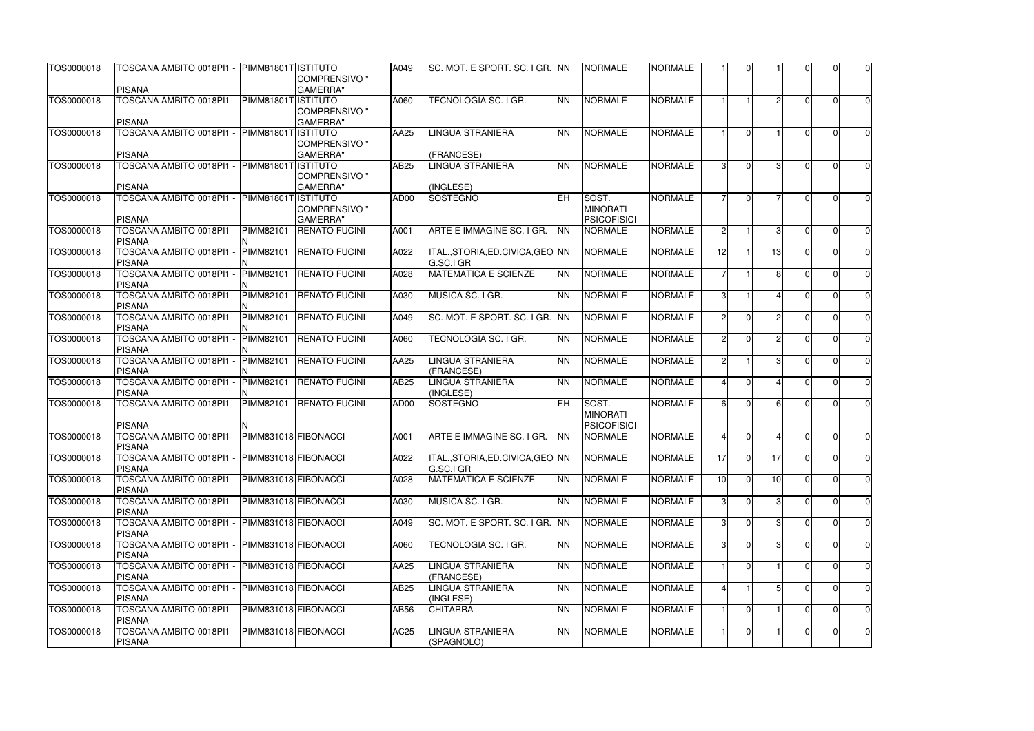| | | | | | | | | | | | | | | | |
|---|---|---|---|---|---|---|---|---|---|---|---|---|---|---|---|
| TOS0000018 | TOSCANA AMBITO 0018PI1 - PISANA | PIMM81801T | ISTITUTO COMPRENSIVO " GAMERRA" | A049 | SC. MOT. E SPORT. SC. I GR. | NN | NORMALE | NORMALE | 1 | 0 | 1 | 0 | 0 | 0 |
| TOS0000018 | TOSCANA AMBITO 0018PI1 - PISANA | PIMM81801T | ISTITUTO COMPRENSIVO " GAMERRA" | A060 | TECNOLOGIA SC. I GR. | NN | NORMALE | NORMALE | 1 | 1 | 2 | 0 | 0 | 0 |
| TOS0000018 | TOSCANA AMBITO 0018PI1 - PISANA | PIMM81801T | ISTITUTO COMPRENSIVO " GAMERRA" | AA25 | LINGUA STRANIERA (FRANCESE) | NN | NORMALE | NORMALE | 1 | 0 | 1 | 0 | 0 | 0 |
| TOS0000018 | TOSCANA AMBITO 0018PI1 - PISANA | PIMM81801T | ISTITUTO COMPRENSIVO " GAMERRA" | AB25 | LINGUA STRANIERA (INGLESE) | NN | NORMALE | NORMALE | 3 | 0 | 3 | 0 | 0 | 0 |
| TOS0000018 | TOSCANA AMBITO 0018PI1 - PISANA | PIMM81801T | ISTITUTO COMPRENSIVO " GAMERRA" | AD00 | SOSTEGNO | EH | SOST. MINORATI PSICOFISICI | NORMALE | 7 | 0 | 7 | 0 | 0 | 0 |
| TOS0000018 | TOSCANA AMBITO 0018PI1 - PISANA | PIMM82101N | RENATO FUCINI | A001 | ARTE E IMMAGINE SC. I GR. | NN | NORMALE | NORMALE | 2 | 1 | 3 | 0 | 0 | 0 |
| TOS0000018 | TOSCANA AMBITO 0018PI1 - PISANA | PIMM82101N | RENATO FUCINI | A022 | ITAL.,STORIA,ED.CIVICA,GEO G.SC.I GR | NN | NORMALE | NORMALE | 12 | 1 | 13 | 0 | 0 | 0 |
| TOS0000018 | TOSCANA AMBITO 0018PI1 - PISANA | PIMM82101N | RENATO FUCINI | A028 | MATEMATICA E SCIENZE | NN | NORMALE | NORMALE | 7 | 1 | 8 | 0 | 0 | 0 |
| TOS0000018 | TOSCANA AMBITO 0018PI1 - PISANA | PIMM82101N | RENATO FUCINI | A030 | MUSICA SC. I GR. | NN | NORMALE | NORMALE | 3 | 1 | 4 | 0 | 0 | 0 |
| TOS0000018 | TOSCANA AMBITO 0018PI1 - PISANA | PIMM82101N | RENATO FUCINI | A049 | SC. MOT. E SPORT. SC. I GR. | NN | NORMALE | NORMALE | 2 | 0 | 2 | 0 | 0 | 0 |
| TOS0000018 | TOSCANA AMBITO 0018PI1 - PISANA | PIMM82101N | RENATO FUCINI | A060 | TECNOLOGIA SC. I GR. | NN | NORMALE | NORMALE | 2 | 0 | 2 | 0 | 0 | 0 |
| TOS0000018 | TOSCANA AMBITO 0018PI1 - PISANA | PIMM82101N | RENATO FUCINI | AA25 | LINGUA STRANIERA (FRANCESE) | NN | NORMALE | NORMALE | 2 | 1 | 3 | 0 | 0 | 0 |
| TOS0000018 | TOSCANA AMBITO 0018PI1 - PISANA | PIMM82101N | RENATO FUCINI | AB25 | LINGUA STRANIERA (INGLESE) | NN | NORMALE | NORMALE | 4 | 0 | 4 | 0 | 0 | 0 |
| TOS0000018 | TOSCANA AMBITO 0018PI1 - PISANA | PIMM82101N | RENATO FUCINI | AD00 | SOSTEGNO | EH | SOST. MINORATI PSICOFISICI | NORMALE | 6 | 0 | 6 | 0 | 0 | 0 |
| TOS0000018 | TOSCANA AMBITO 0018PI1 - PISANA | PIMM831018 | FIBONACCI | A001 | ARTE E IMMAGINE SC. I GR. | NN | NORMALE | NORMALE | 4 | 0 | 4 | 0 | 0 | 0 |
| TOS0000018 | TOSCANA AMBITO 0018PI1 - PISANA | PIMM831018 | FIBONACCI | A022 | ITAL.,STORIA,ED.CIVICA,GEO G.SC.I GR | NN | NORMALE | NORMALE | 17 | 0 | 17 | 0 | 0 | 0 |
| TOS0000018 | TOSCANA AMBITO 0018PI1 - PISANA | PIMM831018 | FIBONACCI | A028 | MATEMATICA E SCIENZE | NN | NORMALE | NORMALE | 10 | 0 | 10 | 0 | 0 | 0 |
| TOS0000018 | TOSCANA AMBITO 0018PI1 - PISANA | PIMM831018 | FIBONACCI | A030 | MUSICA SC. I GR. | NN | NORMALE | NORMALE | 3 | 0 | 3 | 0 | 0 | 0 |
| TOS0000018 | TOSCANA AMBITO 0018PI1 - PISANA | PIMM831018 | FIBONACCI | A049 | SC. MOT. E SPORT. SC. I GR. | NN | NORMALE | NORMALE | 3 | 0 | 3 | 0 | 0 | 0 |
| TOS0000018 | TOSCANA AMBITO 0018PI1 - PISANA | PIMM831018 | FIBONACCI | A060 | TECNOLOGIA SC. I GR. | NN | NORMALE | NORMALE | 3 | 0 | 3 | 0 | 0 | 0 |
| TOS0000018 | TOSCANA AMBITO 0018PI1 - PISANA | PIMM831018 | FIBONACCI | AA25 | LINGUA STRANIERA (FRANCESE) | NN | NORMALE | NORMALE | 1 | 0 | 1 | 0 | 0 | 0 |
| TOS0000018 | TOSCANA AMBITO 0018PI1 - PISANA | PIMM831018 | FIBONACCI | AB25 | LINGUA STRANIERA (INGLESE) | NN | NORMALE | NORMALE | 4 | 1 | 5 | 0 | 0 | 0 |
| TOS0000018 | TOSCANA AMBITO 0018PI1 - PISANA | PIMM831018 | FIBONACCI | AB56 | CHITARRA | NN | NORMALE | NORMALE | 1 | 0 | 1 | 0 | 0 | 0 |
| TOS0000018 | TOSCANA AMBITO 0018PI1 - PISANA | PIMM831018 | FIBONACCI | AC25 | LINGUA STRANIERA (SPAGNOLO) | NN | NORMALE | NORMALE | 1 | 0 | 1 | 0 | 0 | 0 |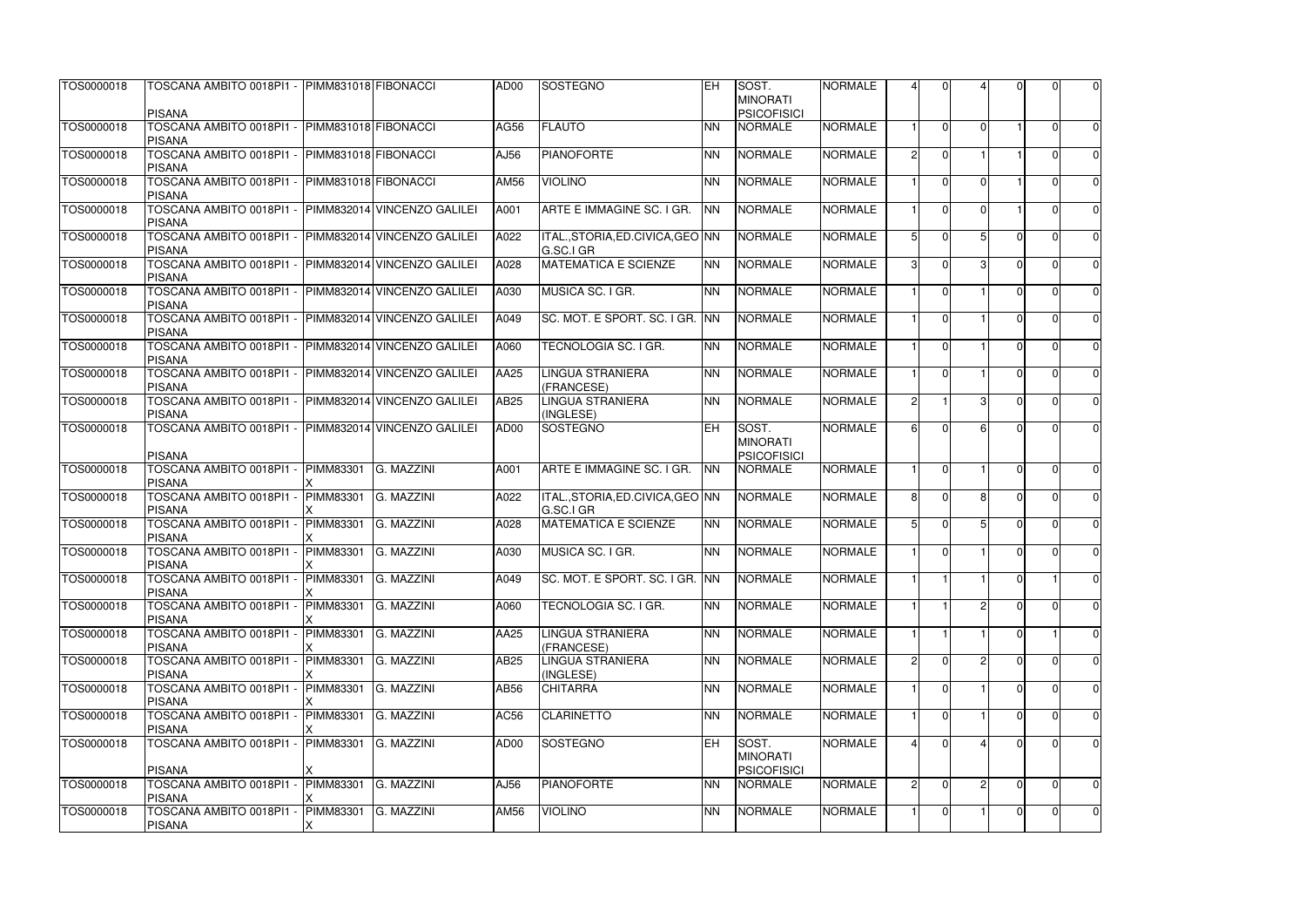| | | | | | | | | | | | | | | | |
|---|---|---|---|---|---|---|---|---|---|---|---|---|---|---|---|
| TOS0000018 | TOSCANA AMBITO 0018PI1 - PISANA | PIMM831018 | FIBONACCI | AD00 | SOSTEGNO | EH | SOST. MINORATI PSICOFISICI | NORMALE | 4 | 0 | 4 | 0 | 0 | 0 |
| TOS0000018 | TOSCANA AMBITO 0018PI1 - PISANA | PIMM831018 | FIBONACCI | AG56 | FLAUTO | NN | NORMALE | NORMALE | 1 | 0 | 0 | 1 | 0 | 0 |
| TOS0000018 | TOSCANA AMBITO 0018PI1 - PISANA | PIMM831018 | FIBONACCI | AJ56 | PIANOFORTE | NN | NORMALE | NORMALE | 2 | 0 | 1 | 1 | 0 | 0 |
| TOS0000018 | TOSCANA AMBITO 0018PI1 - PISANA | PIMM831018 | FIBONACCI | AM56 | VIOLINO | NN | NORMALE | NORMALE | 1 | 0 | 0 | 1 | 0 | 0 |
| TOS0000018 | TOSCANA AMBITO 0018PI1 - PISANA | PIMM832014 | VINCENZO GALILEI | A001 | ARTE E IMMAGINE SC. I GR. | NN | NORMALE | NORMALE | 1 | 0 | 0 | 1 | 0 | 0 |
| TOS0000018 | TOSCANA AMBITO 0018PI1 - PISANA | PIMM832014 | VINCENZO GALILEI | A022 | ITAL.,STORIA,ED.CIVICA,GEO G.SC.I GR | NN | NORMALE | NORMALE | 5 | 0 | 5 | 0 | 0 | 0 |
| TOS0000018 | TOSCANA AMBITO 0018PI1 - PISANA | PIMM832014 | VINCENZO GALILEI | A028 | MATEMATICA E SCIENZE | NN | NORMALE | NORMALE | 3 | 0 | 3 | 0 | 0 | 0 |
| TOS0000018 | TOSCANA AMBITO 0018PI1 - PISANA | PIMM832014 | VINCENZO GALILEI | A030 | MUSICA SC. I GR. | NN | NORMALE | NORMALE | 1 | 0 | 1 | 0 | 0 | 0 |
| TOS0000018 | TOSCANA AMBITO 0018PI1 - PISANA | PIMM832014 | VINCENZO GALILEI | A049 | SC. MOT. E SPORT. SC. I GR. | NN | NORMALE | NORMALE | 1 | 0 | 1 | 0 | 0 | 0 |
| TOS0000018 | TOSCANA AMBITO 0018PI1 - PISANA | PIMM832014 | VINCENZO GALILEI | A060 | TECNOLOGIA SC. I GR. | NN | NORMALE | NORMALE | 1 | 0 | 1 | 0 | 0 | 0 |
| TOS0000018 | TOSCANA AMBITO 0018PI1 - PISANA | PIMM832014 | VINCENZO GALILEI | AA25 | LINGUA STRANIERA (FRANCESE) | NN | NORMALE | NORMALE | 1 | 0 | 1 | 0 | 0 | 0 |
| TOS0000018 | TOSCANA AMBITO 0018PI1 - PISANA | PIMM832014 | VINCENZO GALILEI | AB25 | LINGUA STRANIERA (INGLESE) | NN | NORMALE | NORMALE | 2 | 1 | 3 | 0 | 0 | 0 |
| TOS0000018 | TOSCANA AMBITO 0018PI1 - PISANA | PIMM832014 | VINCENZO GALILEI | AD00 | SOSTEGNO | EH | SOST. MINORATI PSICOFISICI | NORMALE | 6 | 0 | 6 | 0 | 0 | 0 |
| TOS0000018 | TOSCANA AMBITO 0018PI1 - PISANA | PIMM83301X | G. MAZZINI | A001 | ARTE E IMMAGINE SC. I GR. | NN | NORMALE | NORMALE | 1 | 0 | 1 | 0 | 0 | 0 |
| TOS0000018 | TOSCANA AMBITO 0018PI1 - PISANA | PIMM83301X | G. MAZZINI | A022 | ITAL.,STORIA,ED.CIVICA,GEO G.SC.I GR | NN | NORMALE | NORMALE | 8 | 0 | 8 | 0 | 0 | 0 |
| TOS0000018 | TOSCANA AMBITO 0018PI1 - PISANA | PIMM83301X | G. MAZZINI | A028 | MATEMATICA E SCIENZE | NN | NORMALE | NORMALE | 5 | 0 | 5 | 0 | 0 | 0 |
| TOS0000018 | TOSCANA AMBITO 0018PI1 - PISANA | PIMM83301X | G. MAZZINI | A030 | MUSICA SC. I GR. | NN | NORMALE | NORMALE | 1 | 0 | 1 | 0 | 0 | 0 |
| TOS0000018 | TOSCANA AMBITO 0018PI1 - PISANA | PIMM83301X | G. MAZZINI | A049 | SC. MOT. E SPORT. SC. I GR. | NN | NORMALE | NORMALE | 1 | 1 | 1 | 0 | 1 | 0 |
| TOS0000018 | TOSCANA AMBITO 0018PI1 - PISANA | PIMM83301X | G. MAZZINI | A060 | TECNOLOGIA SC. I GR. | NN | NORMALE | NORMALE | 1 | 1 | 2 | 0 | 0 | 0 |
| TOS0000018 | TOSCANA AMBITO 0018PI1 - PISANA | PIMM83301X | G. MAZZINI | AA25 | LINGUA STRANIERA (FRANCESE) | NN | NORMALE | NORMALE | 1 | 1 | 1 | 0 | 1 | 0 |
| TOS0000018 | TOSCANA AMBITO 0018PI1 - PISANA | PIMM83301X | G. MAZZINI | AB25 | LINGUA STRANIERA (INGLESE) | NN | NORMALE | NORMALE | 2 | 0 | 2 | 0 | 0 | 0 |
| TOS0000018 | TOSCANA AMBITO 0018PI1 - PISANA | PIMM83301X | G. MAZZINI | AB56 | CHITARRA | NN | NORMALE | NORMALE | 1 | 0 | 1 | 0 | 0 | 0 |
| TOS0000018 | TOSCANA AMBITO 0018PI1 - PISANA | PIMM83301X | G. MAZZINI | AC56 | CLARINETTO | NN | NORMALE | NORMALE | 1 | 0 | 1 | 0 | 0 | 0 |
| TOS0000018 | TOSCANA AMBITO 0018PI1 - PISANA | PIMM83301X | G. MAZZINI | AD00 | SOSTEGNO | EH | SOST. MINORATI PSICOFISICI | NORMALE | 4 | 0 | 4 | 0 | 0 | 0 |
| TOS0000018 | TOSCANA AMBITO 0018PI1 - PISANA | PIMM83301X | G. MAZZINI | AJ56 | PIANOFORTE | NN | NORMALE | NORMALE | 2 | 0 | 2 | 0 | 0 | 0 |
| TOS0000018 | TOSCANA AMBITO 0018PI1 - PISANA | PIMM83301X | G. MAZZINI | AM56 | VIOLINO | NN | NORMALE | NORMALE | 1 | 0 | 1 | 0 | 0 | 0 |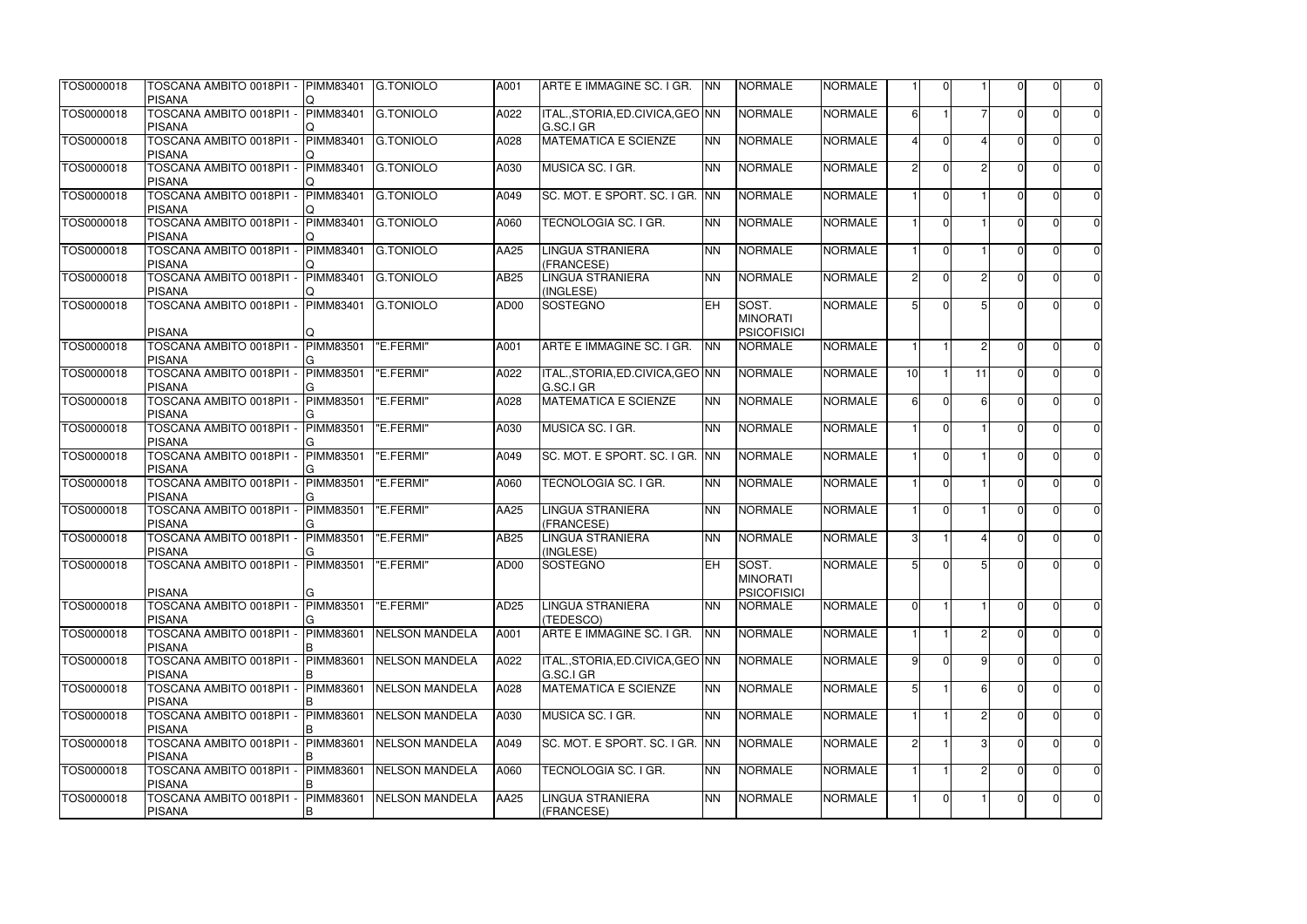| | | | | | | | | | | | | | | | |
|---|---|---|---|---|---|---|---|---|---|---|---|---|---|---|---|
| TOS0000018 | TOSCANA AMBITO 0018PI1 - PISANA | PIMM83401Q | G.TONIOLO | A001 | ARTE E IMMAGINE SC. I GR. | NN | NORMALE | NORMALE | 1 | 0 | 1 | 0 | 0 | 0 |
| TOS0000018 | TOSCANA AMBITO 0018PI1 - PISANA | PIMM83401Q | G.TONIOLO | A022 | ITAL.,STORIA,ED.CIVICA,GEO G.SC.I GR | NN | NORMALE | NORMALE | 6 | 1 | 7 | 0 | 0 | 0 |
| TOS0000018 | TOSCANA AMBITO 0018PI1 - PISANA | PIMM83401Q | G.TONIOLO | A028 | MATEMATICA E SCIENZE | NN | NORMALE | NORMALE | 4 | 0 | 4 | 0 | 0 | 0 |
| TOS0000018 | TOSCANA AMBITO 0018PI1 - PISANA | PIMM83401Q | G.TONIOLO | A030 | MUSICA SC. I GR. | NN | NORMALE | NORMALE | 2 | 0 | 2 | 0 | 0 | 0 |
| TOS0000018 | TOSCANA AMBITO 0018PI1 - PISANA | PIMM83401Q | G.TONIOLO | A049 | SC. MOT. E SPORT. SC. I GR. | NN | NORMALE | NORMALE | 1 | 0 | 1 | 0 | 0 | 0 |
| TOS0000018 | TOSCANA AMBITO 0018PI1 - PISANA | PIMM83401Q | G.TONIOLO | A060 | TECNOLOGIA SC. I GR. | NN | NORMALE | NORMALE | 1 | 0 | 1 | 0 | 0 | 0 |
| TOS0000018 | TOSCANA AMBITO 0018PI1 - PISANA | PIMM83401Q | G.TONIOLO | AA25 | LINGUA STRANIERA (FRANCESE) | NN | NORMALE | NORMALE | 1 | 0 | 1 | 0 | 0 | 0 |
| TOS0000018 | TOSCANA AMBITO 0018PI1 - PISANA | PIMM83401Q | G.TONIOLO | AB25 | LINGUA STRANIERA (INGLESE) | NN | NORMALE | NORMALE | 2 | 0 | 2 | 0 | 0 | 0 |
| TOS0000018 | TOSCANA AMBITO 0018PI1 - PISANA | PIMM83401Q | G.TONIOLO | AD00 | SOSTEGNO | EH | SOST. MINORATI PSICOFISICI | NORMALE | 5 | 0 | 5 | 0 | 0 | 0 |
| TOS0000018 | TOSCANA AMBITO 0018PI1 - PISANA | PIMM83501G | "E.FERMI" | A001 | ARTE E IMMAGINE SC. I GR. | NN | NORMALE | NORMALE | 1 | 1 | 2 | 0 | 0 | 0 |
| TOS0000018 | TOSCANA AMBITO 0018PI1 - PISANA | PIMM83501G | "E.FERMI" | A022 | ITAL.,STORIA,ED.CIVICA,GEO G.SC.I GR | NN | NORMALE | NORMALE | 10 | 1 | 11 | 0 | 0 | 0 |
| TOS0000018 | TOSCANA AMBITO 0018PI1 - PISANA | PIMM83501G | "E.FERMI" | A028 | MATEMATICA E SCIENZE | NN | NORMALE | NORMALE | 6 | 0 | 6 | 0 | 0 | 0 |
| TOS0000018 | TOSCANA AMBITO 0018PI1 - PISANA | PIMM83501G | "E.FERMI" | A030 | MUSICA SC. I GR. | NN | NORMALE | NORMALE | 1 | 0 | 1 | 0 | 0 | 0 |
| TOS0000018 | TOSCANA AMBITO 0018PI1 - PISANA | PIMM83501G | "E.FERMI" | A049 | SC. MOT. E SPORT. SC. I GR. | NN | NORMALE | NORMALE | 1 | 0 | 1 | 0 | 0 | 0 |
| TOS0000018 | TOSCANA AMBITO 0018PI1 - PISANA | PIMM83501G | "E.FERMI" | A060 | TECNOLOGIA SC. I GR. | NN | NORMALE | NORMALE | 1 | 0 | 1 | 0 | 0 | 0 |
| TOS0000018 | TOSCANA AMBITO 0018PI1 - PISANA | PIMM83501G | "E.FERMI" | AA25 | LINGUA STRANIERA (FRANCESE) | NN | NORMALE | NORMALE | 1 | 0 | 1 | 0 | 0 | 0 |
| TOS0000018 | TOSCANA AMBITO 0018PI1 - PISANA | PIMM83501G | "E.FERMI" | AB25 | LINGUA STRANIERA (INGLESE) | NN | NORMALE | NORMALE | 3 | 1 | 4 | 0 | 0 | 0 |
| TOS0000018 | TOSCANA AMBITO 0018PI1 - PISANA | PIMM83501G | "E.FERMI" | AD00 | SOSTEGNO | EH | SOST. MINORATI PSICOFISICI | NORMALE | 5 | 0 | 5 | 0 | 0 | 0 |
| TOS0000018 | TOSCANA AMBITO 0018PI1 - PISANA | PIMM83501G | "E.FERMI" | AD25 | LINGUA STRANIERA (TEDESCO) | NN | NORMALE | NORMALE | 0 | 1 | 1 | 0 | 0 | 0 |
| TOS0000018 | TOSCANA AMBITO 0018PI1 - PISANA | PIMM83601B | NELSON MANDELA | A001 | ARTE E IMMAGINE SC. I GR. | NN | NORMALE | NORMALE | 1 | 1 | 2 | 0 | 0 | 0 |
| TOS0000018 | TOSCANA AMBITO 0018PI1 - PISANA | PIMM83601B | NELSON MANDELA | A022 | ITAL.,STORIA,ED.CIVICA,GEO G.SC.I GR | NN | NORMALE | NORMALE | 9 | 0 | 9 | 0 | 0 | 0 |
| TOS0000018 | TOSCANA AMBITO 0018PI1 - PISANA | PIMM83601B | NELSON MANDELA | A028 | MATEMATICA E SCIENZE | NN | NORMALE | NORMALE | 5 | 1 | 6 | 0 | 0 | 0 |
| TOS0000018 | TOSCANA AMBITO 0018PI1 - PISANA | PIMM83601B | NELSON MANDELA | A030 | MUSICA SC. I GR. | NN | NORMALE | NORMALE | 1 | 1 | 2 | 0 | 0 | 0 |
| TOS0000018 | TOSCANA AMBITO 0018PI1 - PISANA | PIMM83601B | NELSON MANDELA | A049 | SC. MOT. E SPORT. SC. I GR. | NN | NORMALE | NORMALE | 2 | 1 | 3 | 0 | 0 | 0 |
| TOS0000018 | TOSCANA AMBITO 0018PI1 - PISANA | PIMM83601B | NELSON MANDELA | A060 | TECNOLOGIA SC. I GR. | NN | NORMALE | NORMALE | 1 | 1 | 2 | 0 | 0 | 0 |
| TOS0000018 | TOSCANA AMBITO 0018PI1 - PISANA | PIMM83601B | NELSON MANDELA | AA25 | LINGUA STRANIERA (FRANCESE) | NN | NORMALE | NORMALE | 1 | 0 | 1 | 0 | 0 | 0 |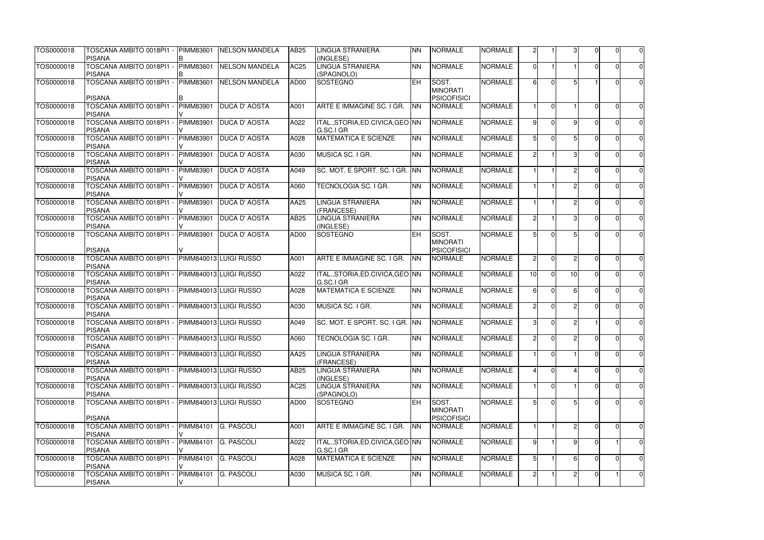| | | | | | | | | | | | | | | | |
|---|---|---|---|---|---|---|---|---|---|---|---|---|---|---|---|
| TOS0000018 | TOSCANA AMBITO 0018PI1 - PISANA | PIMM83601B | NELSON MANDELA | AB25 | LINGUA STRANIERA (INGLESE) | NN | NORMALE | NORMALE | 2 | 1 | 3 | 0 | 0 | 0 |
| TOS0000018 | TOSCANA AMBITO 0018PI1 - PISANA | PIMM83601B | NELSON MANDELA | AC25 | LINGUA STRANIERA (SPAGNOLO) | NN | NORMALE | NORMALE | 0 | 1 | 1 | 0 | 0 | 0 |
| TOS0000018 | TOSCANA AMBITO 0018PI1 - PISANA | PIMM83601B | NELSON MANDELA | AD00 | SOSTEGNO | EH | SOST. MINORATI PSICOFISICI | NORMALE | 6 | 0 | 5 | 1 | 0 | 0 |
| TOS0000018 | TOSCANA AMBITO 0018PI1 - PISANA | PIMM83901V | DUCA D' AOSTA | A001 | ARTE E IMMAGINE SC. I GR. | NN | NORMALE | NORMALE | 1 | 0 | 1 | 0 | 0 | 0 |
| TOS0000018 | TOSCANA AMBITO 0018PI1 - PISANA | PIMM83901V | DUCA D' AOSTA | A022 | ITAL.,STORIA,ED.CIVICA,GEO G.SC.I GR | NN | NORMALE | NORMALE | 9 | 0 | 9 | 0 | 0 | 0 |
| TOS0000018 | TOSCANA AMBITO 0018PI1 - PISANA | PIMM83901V | DUCA D' AOSTA | A028 | MATEMATICA E SCIENZE | NN | NORMALE | NORMALE | 5 | 0 | 5 | 0 | 0 | 0 |
| TOS0000018 | TOSCANA AMBITO 0018PI1 - PISANA | PIMM83901V | DUCA D' AOSTA | A030 | MUSICA SC. I GR. | NN | NORMALE | NORMALE | 2 | 1 | 3 | 0 | 0 | 0 |
| TOS0000018 | TOSCANA AMBITO 0018PI1 - PISANA | PIMM83901V | DUCA D' AOSTA | A049 | SC. MOT. E SPORT. SC. I GR. | NN | NORMALE | NORMALE | 1 | 1 | 2 | 0 | 0 | 0 |
| TOS0000018 | TOSCANA AMBITO 0018PI1 - PISANA | PIMM83901V | DUCA D' AOSTA | A060 | TECNOLOGIA SC. I GR. | NN | NORMALE | NORMALE | 1 | 1 | 2 | 0 | 0 | 0 |
| TOS0000018 | TOSCANA AMBITO 0018PI1 - PISANA | PIMM83901V | DUCA D' AOSTA | AA25 | LINGUA STRANIERA (FRANCESE) | NN | NORMALE | NORMALE | 1 | 1 | 2 | 0 | 0 | 0 |
| TOS0000018 | TOSCANA AMBITO 0018PI1 - PISANA | PIMM83901V | DUCA D' AOSTA | AB25 | LINGUA STRANIERA (INGLESE) | NN | NORMALE | NORMALE | 2 | 1 | 3 | 0 | 0 | 0 |
| TOS0000018 | TOSCANA AMBITO 0018PI1 - PISANA | PIMM83901V | DUCA D' AOSTA | AD00 | SOSTEGNO | EH | SOST. MINORATI PSICOFISICI | NORMALE | 5 | 0 | 5 | 0 | 0 | 0 |
| TOS0000018 | TOSCANA AMBITO 0018PI1 - PISANA | PIMM840013 | LUIGI RUSSO | A001 | ARTE E IMMAGINE SC. I GR. | NN | NORMALE | NORMALE | 2 | 0 | 2 | 0 | 0 | 0 |
| TOS0000018 | TOSCANA AMBITO 0018PI1 - PISANA | PIMM840013 | LUIGI RUSSO | A022 | ITAL.,STORIA,ED.CIVICA,GEO G.SC.I GR | NN | NORMALE | NORMALE | 10 | 0 | 10 | 0 | 0 | 0 |
| TOS0000018 | TOSCANA AMBITO 0018PI1 - PISANA | PIMM840013 | LUIGI RUSSO | A028 | MATEMATICA E SCIENZE | NN | NORMALE | NORMALE | 6 | 0 | 6 | 0 | 0 | 0 |
| TOS0000018 | TOSCANA AMBITO 0018PI1 - PISANA | PIMM840013 | LUIGI RUSSO | A030 | MUSICA SC. I GR. | NN | NORMALE | NORMALE | 2 | 0 | 2 | 0 | 0 | 0 |
| TOS0000018 | TOSCANA AMBITO 0018PI1 - PISANA | PIMM840013 | LUIGI RUSSO | A049 | SC. MOT. E SPORT. SC. I GR. | NN | NORMALE | NORMALE | 3 | 0 | 2 | 1 | 0 | 0 |
| TOS0000018 | TOSCANA AMBITO 0018PI1 - PISANA | PIMM840013 | LUIGI RUSSO | A060 | TECNOLOGIA SC. I GR. | NN | NORMALE | NORMALE | 2 | 0 | 2 | 0 | 0 | 0 |
| TOS0000018 | TOSCANA AMBITO 0018PI1 - PISANA | PIMM840013 | LUIGI RUSSO | AA25 | LINGUA STRANIERA (FRANCESE) | NN | NORMALE | NORMALE | 1 | 0 | 1 | 0 | 0 | 0 |
| TOS0000018 | TOSCANA AMBITO 0018PI1 - PISANA | PIMM840013 | LUIGI RUSSO | AB25 | LINGUA STRANIERA (INGLESE) | NN | NORMALE | NORMALE | 4 | 0 | 4 | 0 | 0 | 0 |
| TOS0000018 | TOSCANA AMBITO 0018PI1 - PISANA | PIMM840013 | LUIGI RUSSO | AC25 | LINGUA STRANIERA (SPAGNOLO) | NN | NORMALE | NORMALE | 1 | 0 | 1 | 0 | 0 | 0 |
| TOS0000018 | TOSCANA AMBITO 0018PI1 - PISANA | PIMM840013 | LUIGI RUSSO | AD00 | SOSTEGNO | EH | SOST. MINORATI PSICOFISICI | NORMALE | 5 | 0 | 5 | 0 | 0 | 0 |
| TOS0000018 | TOSCANA AMBITO 0018PI1 - PISANA | PIMM84101V | G. PASCOLI | A001 | ARTE E IMMAGINE SC. I GR. | NN | NORMALE | NORMALE | 1 | 1 | 2 | 0 | 0 | 0 |
| TOS0000018 | TOSCANA AMBITO 0018PI1 - PISANA | PIMM84101V | G. PASCOLI | A022 | ITAL.,STORIA,ED.CIVICA,GEO G.SC.I GR | NN | NORMALE | NORMALE | 9 | 1 | 9 | 0 | 1 | 0 |
| TOS0000018 | TOSCANA AMBITO 0018PI1 - PISANA | PIMM84101V | G. PASCOLI | A028 | MATEMATICA E SCIENZE | NN | NORMALE | NORMALE | 5 | 1 | 6 | 0 | 0 | 0 |
| TOS0000018 | TOSCANA AMBITO 0018PI1 - PISANA | PIMM84101V | G. PASCOLI | A030 | MUSICA SC. I GR. | NN | NORMALE | NORMALE | 2 | 1 | 2 | 0 | 1 | 0 |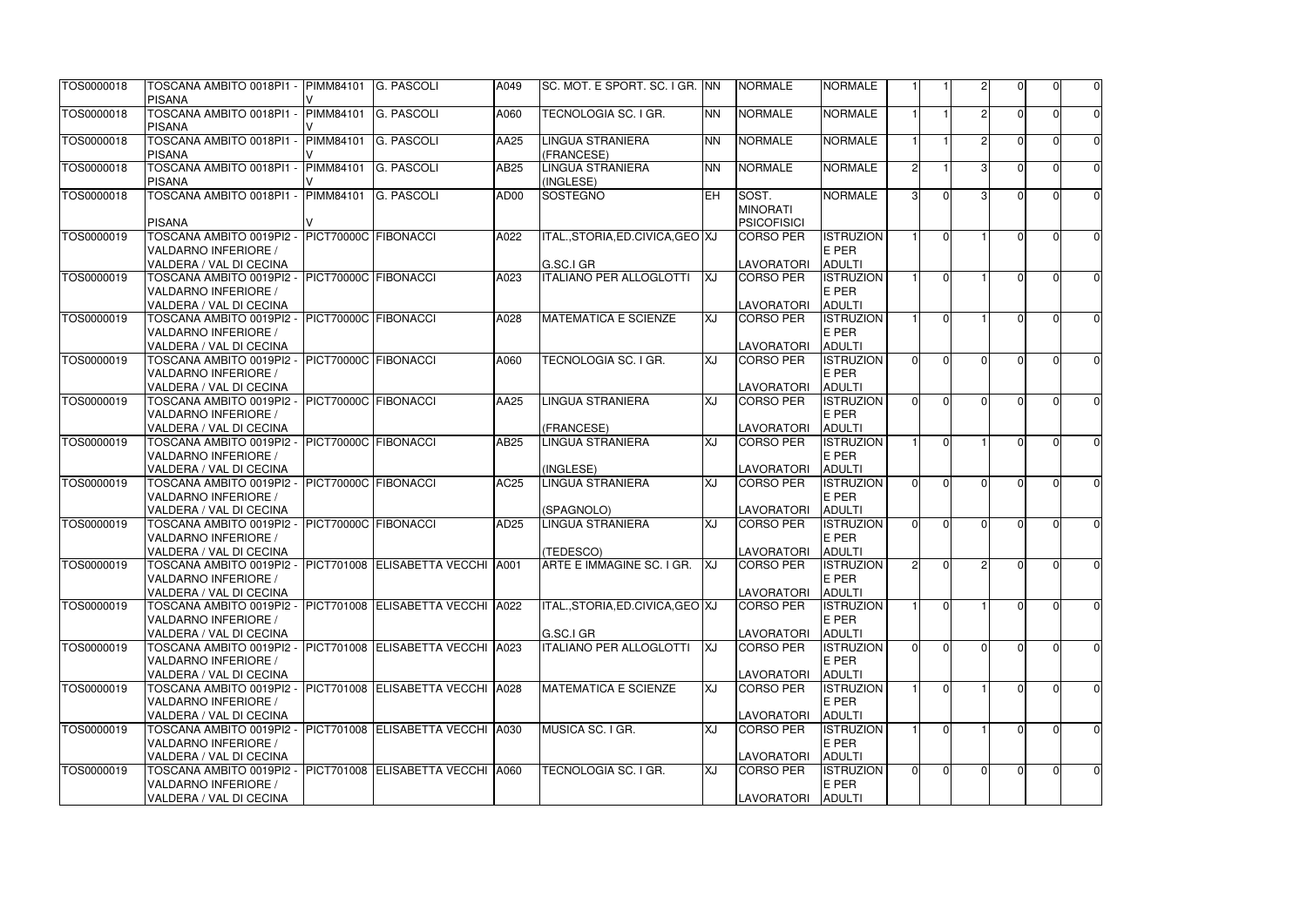| | | | | | | | | | | | | | | |
|---|---|---|---|---|---|---|---|---|---|---|---|---|---|---|
| TOS0000018 | TOSCANA AMBITO 0018PI1 - PISANA | PIMM84101V | G. PASCOLI | A049 | SC. MOT. E SPORT. SC. I GR. | NN | NORMALE | NORMALE | 1 | 1 | 2 | 0 | 0 | 0 |
| TOS0000018 | TOSCANA AMBITO 0018PI1 - PISANA | PIMM84101V | G. PASCOLI | A060 | TECNOLOGIA SC. I GR. | NN | NORMALE | NORMALE | 1 | 1 | 2 | 0 | 0 | 0 |
| TOS0000018 | TOSCANA AMBITO 0018PI1 - PISANA | PIMM84101V | G. PASCOLI | AA25 | LINGUA STRANIERA (FRANCESE) | NN | NORMALE | NORMALE | 1 | 1 | 2 | 0 | 0 | 0 |
| TOS0000018 | TOSCANA AMBITO 0018PI1 - PISANA | PIMM84101V | G. PASCOLI | AB25 | LINGUA STRANIERA (INGLESE) | NN | NORMALE | NORMALE | 2 | 1 | 3 | 0 | 0 | 0 |
| TOS0000018 | TOSCANA AMBITO 0018PI1 - PISANA | PIMM84101V | G. PASCOLI | AD00 | SOSTEGNO | EH | SOST. MINORATI PSICOFISICI | NORMALE | 3 | 0 | 3 | 0 | 0 | 0 |
| TOS0000019 | TOSCANA AMBITO 0019PI2 - VALDARNO INFERIORE / VALDERA / VAL DI CECINA | PICT70000C | FIBONACCI | A022 | ITAL.,STORIA,ED.CIVICA,GEO G.SC.I GR | XJ | CORSO PER LAVORATORI | ISTRUZIONE PER ADULTI | 1 | 0 | 1 | 0 | 0 | 0 |
| TOS0000019 | TOSCANA AMBITO 0019PI2 - VALDARNO INFERIORE / VALDERA / VAL DI CECINA | PICT70000C | FIBONACCI | A023 | ITALIANO PER ALLOGLOTTI | XJ | CORSO PER LAVORATORI | ISTRUZIONE PER ADULTI | 1 | 0 | 1 | 0 | 0 | 0 |
| TOS0000019 | TOSCANA AMBITO 0019PI2 - VALDARNO INFERIORE / VALDERA / VAL DI CECINA | PICT70000C | FIBONACCI | A028 | MATEMATICA E SCIENZE | XJ | CORSO PER LAVORATORI | ISTRUZIONE PER ADULTI | 1 | 0 | 1 | 0 | 0 | 0 |
| TOS0000019 | TOSCANA AMBITO 0019PI2 - VALDARNO INFERIORE / VALDERA / VAL DI CECINA | PICT70000C | FIBONACCI | A060 | TECNOLOGIA SC. I GR. | XJ | CORSO PER LAVORATORI | ISTRUZIONE PER ADULTI | 0 | 0 | 0 | 0 | 0 | 0 |
| TOS0000019 | TOSCANA AMBITO 0019PI2 - VALDARNO INFERIORE / VALDERA / VAL DI CECINA | PICT70000C | FIBONACCI | AA25 | LINGUA STRANIERA (FRANCESE) | XJ | CORSO PER LAVORATORI | ISTRUZIONE PER ADULTI | 0 | 0 | 0 | 0 | 0 | 0 |
| TOS0000019 | TOSCANA AMBITO 0019PI2 - VALDARNO INFERIORE / VALDERA / VAL DI CECINA | PICT70000C | FIBONACCI | AB25 | LINGUA STRANIERA (INGLESE) | XJ | CORSO PER LAVORATORI | ISTRUZIONE PER ADULTI | 1 | 0 | 1 | 0 | 0 | 0 |
| TOS0000019 | TOSCANA AMBITO 0019PI2 - VALDARNO INFERIORE / VALDERA / VAL DI CECINA | PICT70000C | FIBONACCI | AC25 | LINGUA STRANIERA (SPAGNOLO) | XJ | CORSO PER LAVORATORI | ISTRUZIONE PER ADULTI | 0 | 0 | 0 | 0 | 0 | 0 |
| TOS0000019 | TOSCANA AMBITO 0019PI2 - VALDARNO INFERIORE / VALDERA / VAL DI CECINA | PICT70000C | FIBONACCI | AD25 | LINGUA STRANIERA (TEDESCO) | XJ | CORSO PER LAVORATORI | ISTRUZIONE PER ADULTI | 0 | 0 | 0 | 0 | 0 | 0 |
| TOS0000019 | TOSCANA AMBITO 0019PI2 - VALDARNO INFERIORE / VALDERA / VAL DI CECINA | PICT701008 | ELISABETTA VECCHI | A001 | ARTE E IMMAGINE SC. I GR. | XJ | CORSO PER LAVORATORI | ISTRUZIONE PER ADULTI | 2 | 0 | 2 | 0 | 0 | 0 |
| TOS0000019 | TOSCANA AMBITO 0019PI2 - VALDARNO INFERIORE / VALDERA / VAL DI CECINA | PICT701008 | ELISABETTA VECCHI | A022 | ITAL.,STORIA,ED.CIVICA,GEO G.SC.I GR | XJ | CORSO PER LAVORATORI | ISTRUZIONE PER ADULTI | 1 | 0 | 1 | 0 | 0 | 0 |
| TOS0000019 | TOSCANA AMBITO 0019PI2 - VALDARNO INFERIORE / VALDERA / VAL DI CECINA | PICT701008 | ELISABETTA VECCHI | A023 | ITALIANO PER ALLOGLOTTI | XJ | CORSO PER LAVORATORI | ISTRUZIONE PER ADULTI | 0 | 0 | 0 | 0 | 0 | 0 |
| TOS0000019 | TOSCANA AMBITO 0019PI2 - VALDARNO INFERIORE / VALDERA / VAL DI CECINA | PICT701008 | ELISABETTA VECCHI | A028 | MATEMATICA E SCIENZE | XJ | CORSO PER LAVORATORI | ISTRUZIONE PER ADULTI | 1 | 0 | 1 | 0 | 0 | 0 |
| TOS0000019 | TOSCANA AMBITO 0019PI2 - VALDARNO INFERIORE / VALDERA / VAL DI CECINA | PICT701008 | ELISABETTA VECCHI | A030 | MUSICA SC. I GR. | XJ | CORSO PER LAVORATORI | ISTRUZIONE PER ADULTI | 1 | 0 | 1 | 0 | 0 | 0 |
| TOS0000019 | TOSCANA AMBITO 0019PI2 - VALDARNO INFERIORE / VALDERA / VAL DI CECINA | PICT701008 | ELISABETTA VECCHI | A060 | TECNOLOGIA SC. I GR. | XJ | CORSO PER LAVORATORI | ISTRUZIONE PER ADULTI | 0 | 0 | 0 | 0 | 0 | 0 |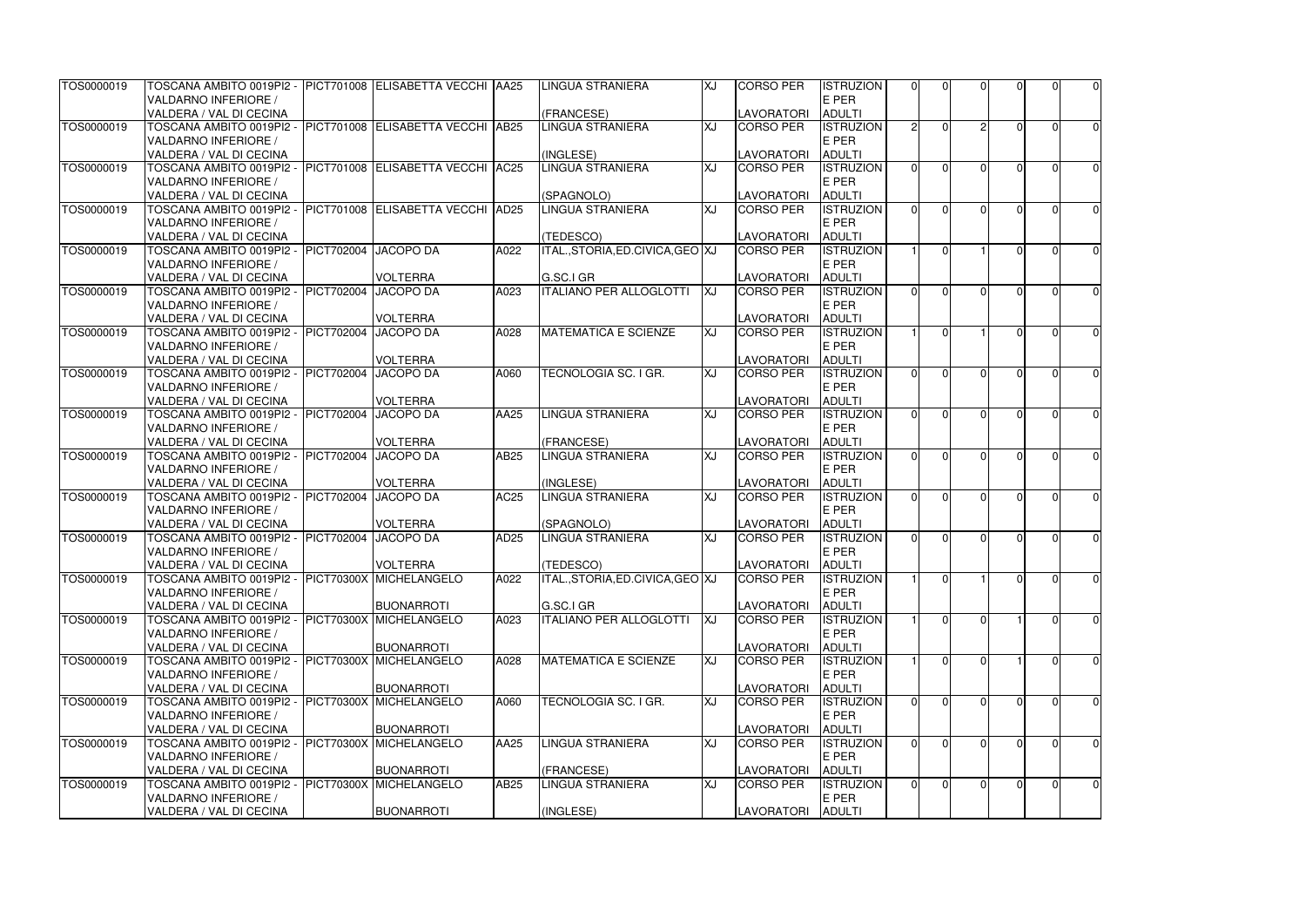| | | | | | | | | | | | | | | |
|---|---|---|---|---|---|---|---|---|---|---|---|---|---|---|
| TOS0000019 | TOSCANA AMBITO 0019PI2 - VALDARNO INFERIORE / VALDERA / VAL DI CECINA | PICT701008 | ELISABETTA VECCHI | AA25 | LINGUA STRANIERA (FRANCESE) | XJ | CORSO PER LAVORATORI | ISTRUZIONE E PER ADULTI | 0 | 0 | 0 | 0 | 0 | 0 |
| TOS0000019 | TOSCANA AMBITO 0019PI2 - VALDARNO INFERIORE / VALDERA / VAL DI CECINA | PICT701008 | ELISABETTA VECCHI | AB25 | LINGUA STRANIERA (INGLESE) | XJ | CORSO PER LAVORATORI | ISTRUZIONE E PER ADULTI | 2 | 0 | 2 | 0 | 0 | 0 |
| TOS0000019 | TOSCANA AMBITO 0019PI2 - VALDARNO INFERIORE / VALDERA / VAL DI CECINA | PICT701008 | ELISABETTA VECCHI | AC25 | LINGUA STRANIERA (SPAGNOLO) | XJ | CORSO PER LAVORATORI | ISTRUZIONE E PER ADULTI | 0 | 0 | 0 | 0 | 0 | 0 |
| TOS0000019 | TOSCANA AMBITO 0019PI2 - VALDARNO INFERIORE / VALDERA / VAL DI CECINA | PICT701008 | ELISABETTA VECCHI | AD25 | LINGUA STRANIERA (TEDESCO) | XJ | CORSO PER LAVORATORI | ISTRUZIONE E PER ADULTI | 0 | 0 | 0 | 0 | 0 | 0 |
| TOS0000019 | TOSCANA AMBITO 0019PI2 - VALDARNO INFERIORE / VALDERA / VAL DI CECINA | PICT702004 | JACOPO DA VOLTERRA | A022 | ITAL.,STORIA,ED.CIVICA,GEO G.SC.I GR | XJ | CORSO PER LAVORATORI | ISTRUZIONE E PER ADULTI | 1 | 0 | 1 | 0 | 0 | 0 |
| TOS0000019 | TOSCANA AMBITO 0019PI2 - VALDARNO INFERIORE / VALDERA / VAL DI CECINA | PICT702004 | JACOPO DA VOLTERRA | A023 | ITALIANO PER ALLOGLOTTI | XJ | CORSO PER LAVORATORI | ISTRUZIONE E PER ADULTI | 0 | 0 | 0 | 0 | 0 | 0 |
| TOS0000019 | TOSCANA AMBITO 0019PI2 - VALDARNO INFERIORE / VALDERA / VAL DI CECINA | PICT702004 | JACOPO DA VOLTERRA | A028 | MATEMATICA E SCIENZE | XJ | CORSO PER LAVORATORI | ISTRUZIONE E PER ADULTI | 1 | 0 | 1 | 0 | 0 | 0 |
| TOS0000019 | TOSCANA AMBITO 0019PI2 - VALDARNO INFERIORE / VALDERA / VAL DI CECINA | PICT702004 | JACOPO DA VOLTERRA | A060 | TECNOLOGIA SC. I GR. | XJ | CORSO PER LAVORATORI | ISTRUZIONE E PER ADULTI | 0 | 0 | 0 | 0 | 0 | 0 |
| TOS0000019 | TOSCANA AMBITO 0019PI2 - VALDARNO INFERIORE / VALDERA / VAL DI CECINA | PICT702004 | JACOPO DA VOLTERRA | AA25 | LINGUA STRANIERA (FRANCESE) | XJ | CORSO PER LAVORATORI | ISTRUZIONE E PER ADULTI | 0 | 0 | 0 | 0 | 0 | 0 |
| TOS0000019 | TOSCANA AMBITO 0019PI2 - VALDARNO INFERIORE / VALDERA / VAL DI CECINA | PICT702004 | JACOPO DA VOLTERRA | AB25 | LINGUA STRANIERA (INGLESE) | XJ | CORSO PER LAVORATORI | ISTRUZIONE E PER ADULTI | 0 | 0 | 0 | 0 | 0 | 0 |
| TOS0000019 | TOSCANA AMBITO 0019PI2 - VALDARNO INFERIORE / VALDERA / VAL DI CECINA | PICT702004 | JACOPO DA VOLTERRA | AC25 | LINGUA STRANIERA (SPAGNOLO) | XJ | CORSO PER LAVORATORI | ISTRUZIONE E PER ADULTI | 0 | 0 | 0 | 0 | 0 | 0 |
| TOS0000019 | TOSCANA AMBITO 0019PI2 - VALDARNO INFERIORE / VALDERA / VAL DI CECINA | PICT702004 | JACOPO DA VOLTERRA | AD25 | LINGUA STRANIERA (TEDESCO) | XJ | CORSO PER LAVORATORI | ISTRUZIONE E PER ADULTI | 0 | 0 | 0 | 0 | 0 | 0 |
| TOS0000019 | TOSCANA AMBITO 0019PI2 - VALDARNO INFERIORE / VALDERA / VAL DI CECINA | PICT70300X | MICHELANGELO BUONARROTI | A022 | ITAL.,STORIA,ED.CIVICA,GEO G.SC.I GR | XJ | CORSO PER LAVORATORI | ISTRUZIONE E PER ADULTI | 1 | 0 | 1 | 0 | 0 | 0 |
| TOS0000019 | TOSCANA AMBITO 0019PI2 - VALDARNO INFERIORE / VALDERA / VAL DI CECINA | PICT70300X | MICHELANGELO BUONARROTI | A023 | ITALIANO PER ALLOGLOTTI | XJ | CORSO PER LAVORATORI | ISTRUZIONE E PER ADULTI | 1 | 0 | 0 | 1 | 0 | 0 |
| TOS0000019 | TOSCANA AMBITO 0019PI2 - VALDARNO INFERIORE / VALDERA / VAL DI CECINA | PICT70300X | MICHELANGELO BUONARROTI | A028 | MATEMATICA E SCIENZE | XJ | CORSO PER LAVORATORI | ISTRUZIONE E PER ADULTI | 1 | 0 | 0 | 1 | 0 | 0 |
| TOS0000019 | TOSCANA AMBITO 0019PI2 - VALDARNO INFERIORE / VALDERA / VAL DI CECINA | PICT70300X | MICHELANGELO BUONARROTI | A060 | TECNOLOGIA SC. I GR. | XJ | CORSO PER LAVORATORI | ISTRUZIONE E PER ADULTI | 0 | 0 | 0 | 0 | 0 | 0 |
| TOS0000019 | TOSCANA AMBITO 0019PI2 - VALDARNO INFERIORE / VALDERA / VAL DI CECINA | PICT70300X | MICHELANGELO BUONARROTI | AA25 | LINGUA STRANIERA (FRANCESE) | XJ | CORSO PER LAVORATORI | ISTRUZIONE E PER ADULTI | 0 | 0 | 0 | 0 | 0 | 0 |
| TOS0000019 | TOSCANA AMBITO 0019PI2 - VALDARNO INFERIORE / VALDERA / VAL DI CECINA | PICT70300X | MICHELANGELO BUONARROTI | AB25 | LINGUA STRANIERA (INGLESE) | XJ | CORSO PER LAVORATORI | ISTRUZIONE E PER ADULTI | 0 | 0 | 0 | 0 | 0 | 0 |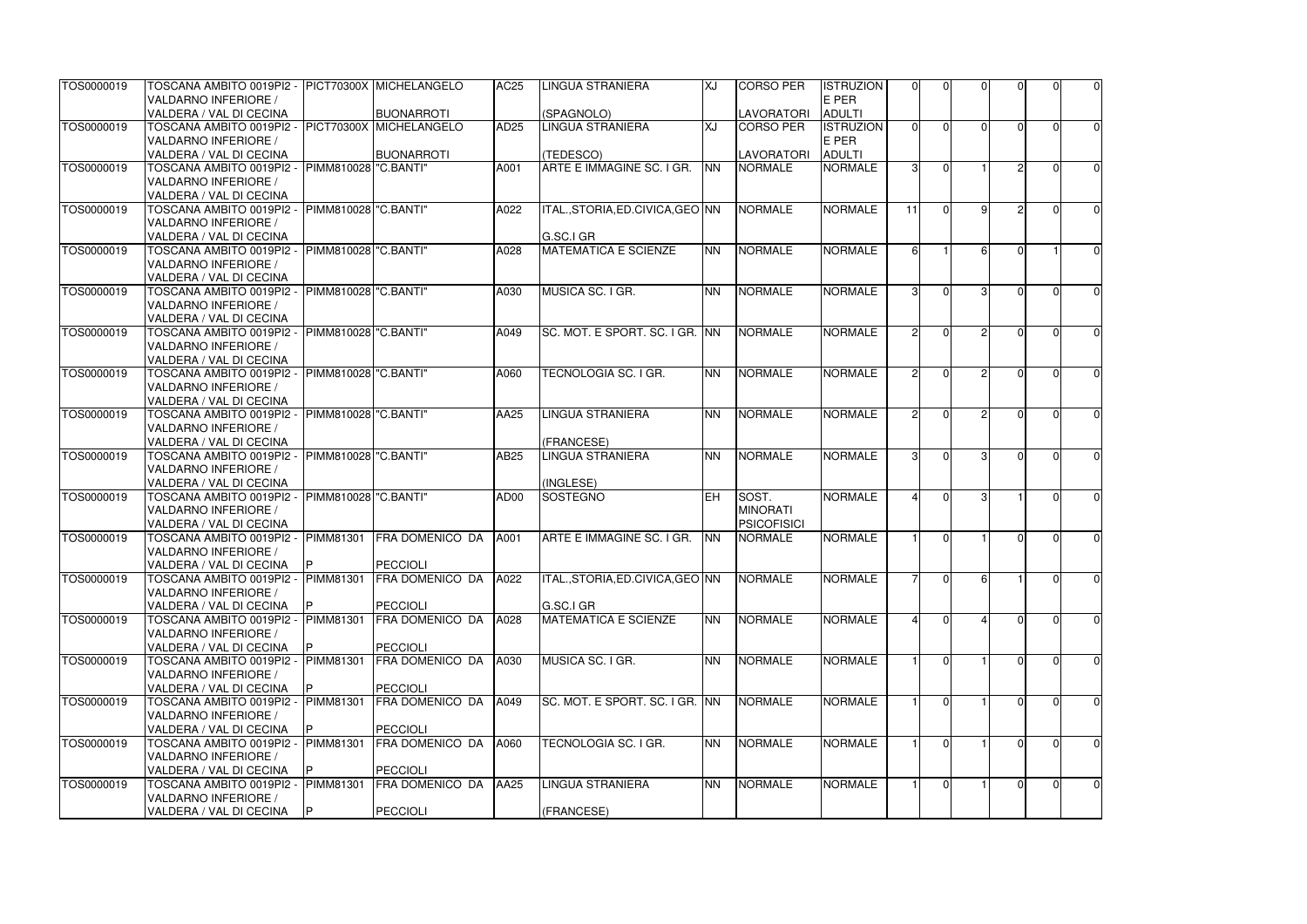| TOS0000019 | TOSCANA AMBITO 0019PI2 - VALDARNO INFERIORE / VALDERA / VAL DI CECINA | PICT70300X | MICHELANGELO BUONARROTI | AC25 | LINGUA STRANIERA (SPAGNOLO) | XJ | CORSO PER LAVORATORI | ISTRUZIONE PER ADULTI | 0 | 0 | 0 | 0 | 0 | 0 |
|---|---|---|---|---|---|---|---|---|---|---|---|---|---|---|
| TOS0000019 | TOSCANA AMBITO 0019PI2 - VALDARNO INFERIORE / VALDERA / VAL DI CECINA | PICT70300X | MICHELANGELO BUONARROTI | AD25 | LINGUA STRANIERA (TEDESCO) | XJ | CORSO PER LAVORATORI | ISTRUZIONE PER ADULTI | 0 | 0 | 0 | 0 | 0 | 0 |
| TOS0000019 | TOSCANA AMBITO 0019PI2 - VALDARNO INFERIORE / VALDERA / VAL DI CECINA | PIMM810028 | "C.BANTI" | A001 | ARTE E IMMAGINE SC. I GR. | NN | NORMALE | NORMALE | 3 | 0 | 1 | 2 | 0 | 0 |
| TOS0000019 | TOSCANA AMBITO 0019PI2 - VALDARNO INFERIORE / VALDERA / VAL DI CECINA | PIMM810028 | "C.BANTI" | A022 | ITAL.,STORIA,ED.CIVICA,GEO G.SC.I GR | NN | NORMALE | NORMALE | 11 | 0 | 9 | 2 | 0 | 0 |
| TOS0000019 | TOSCANA AMBITO 0019PI2 - VALDARNO INFERIORE / VALDERA / VAL DI CECINA | PIMM810028 | "C.BANTI" | A028 | MATEMATICA E SCIENZE | NN | NORMALE | NORMALE | 6 | 1 | 6 | 0 | 1 | 0 |
| TOS0000019 | TOSCANA AMBITO 0019PI2 - VALDARNO INFERIORE / VALDERA / VAL DI CECINA | PIMM810028 | "C.BANTI" | A030 | MUSICA SC. I GR. | NN | NORMALE | NORMALE | 3 | 0 | 3 | 0 | 0 | 0 |
| TOS0000019 | TOSCANA AMBITO 0019PI2 - VALDARNO INFERIORE / VALDERA / VAL DI CECINA | PIMM810028 | "C.BANTI" | A049 | SC. MOT. E SPORT. SC. I GR. | NN | NORMALE | NORMALE | 2 | 0 | 2 | 0 | 0 | 0 |
| TOS0000019 | TOSCANA AMBITO 0019PI2 - VALDARNO INFERIORE / VALDERA / VAL DI CECINA | PIMM810028 | "C.BANTI" | A060 | TECNOLOGIA SC. I GR. | NN | NORMALE | NORMALE | 2 | 0 | 2 | 0 | 0 | 0 |
| TOS0000019 | TOSCANA AMBITO 0019PI2 - VALDARNO INFERIORE / VALDERA / VAL DI CECINA | PIMM810028 | "C.BANTI" | AA25 | LINGUA STRANIERA (FRANCESE) | NN | NORMALE | NORMALE | 2 | 0 | 2 | 0 | 0 | 0 |
| TOS0000019 | TOSCANA AMBITO 0019PI2 - VALDARNO INFERIORE / VALDERA / VAL DI CECINA | PIMM810028 | "C.BANTI" | AB25 | LINGUA STRANIERA (INGLESE) | NN | NORMALE | NORMALE | 3 | 0 | 3 | 0 | 0 | 0 |
| TOS0000019 | TOSCANA AMBITO 0019PI2 - VALDARNO INFERIORE / VALDERA / VAL DI CECINA | PIMM810028 | "C.BANTI" | AD00 | SOSTEGNO | EH | SOST. MINORATI PSICOFISICI | NORMALE | 4 | 0 | 3 | 1 | 0 | 0 |
| TOS0000019 | TOSCANA AMBITO 0019PI2 - VALDARNO INFERIORE / VALDERA / VAL DI CECINA | PIMM81301P | FRA DOMENICO DA PECCIOLI | A001 | ARTE E IMMAGINE SC. I GR. | NN | NORMALE | NORMALE | 1 | 0 | 1 | 0 | 0 | 0 |
| TOS0000019 | TOSCANA AMBITO 0019PI2 - VALDARNO INFERIORE / VALDERA / VAL DI CECINA | PIMM81301P | FRA DOMENICO DA PECCIOLI | A022 | ITAL.,STORIA,ED.CIVICA,GEO G.SC.I GR | NN | NORMALE | NORMALE | 7 | 0 | 6 | 1 | 0 | 0 |
| TOS0000019 | TOSCANA AMBITO 0019PI2 - VALDARNO INFERIORE / VALDERA / VAL DI CECINA | PIMM81301P | FRA DOMENICO DA PECCIOLI | A028 | MATEMATICA E SCIENZE | NN | NORMALE | NORMALE | 4 | 0 | 4 | 0 | 0 | 0 |
| TOS0000019 | TOSCANA AMBITO 0019PI2 - VALDARNO INFERIORE / VALDERA / VAL DI CECINA | PIMM81301P | FRA DOMENICO DA PECCIOLI | A030 | MUSICA SC. I GR. | NN | NORMALE | NORMALE | 1 | 0 | 1 | 0 | 0 | 0 |
| TOS0000019 | TOSCANA AMBITO 0019PI2 - VALDARNO INFERIORE / VALDERA / VAL DI CECINA | PIMM81301P | FRA DOMENICO DA PECCIOLI | A049 | SC. MOT. E SPORT. SC. I GR. | NN | NORMALE | NORMALE | 1 | 0 | 1 | 0 | 0 | 0 |
| TOS0000019 | TOSCANA AMBITO 0019PI2 - VALDARNO INFERIORE / VALDERA / VAL DI CECINA | PIMM81301P | FRA DOMENICO DA PECCIOLI | A060 | TECNOLOGIA SC. I GR. | NN | NORMALE | NORMALE | 1 | 0 | 1 | 0 | 0 | 0 |
| TOS0000019 | TOSCANA AMBITO 0019PI2 - VALDARNO INFERIORE / VALDERA / VAL DI CECINA | PIMM81301P | FRA DOMENICO DA PECCIOLI | AA25 | LINGUA STRANIERA (FRANCESE) | NN | NORMALE | NORMALE | 1 | 0 | 1 | 0 | 0 | 0 |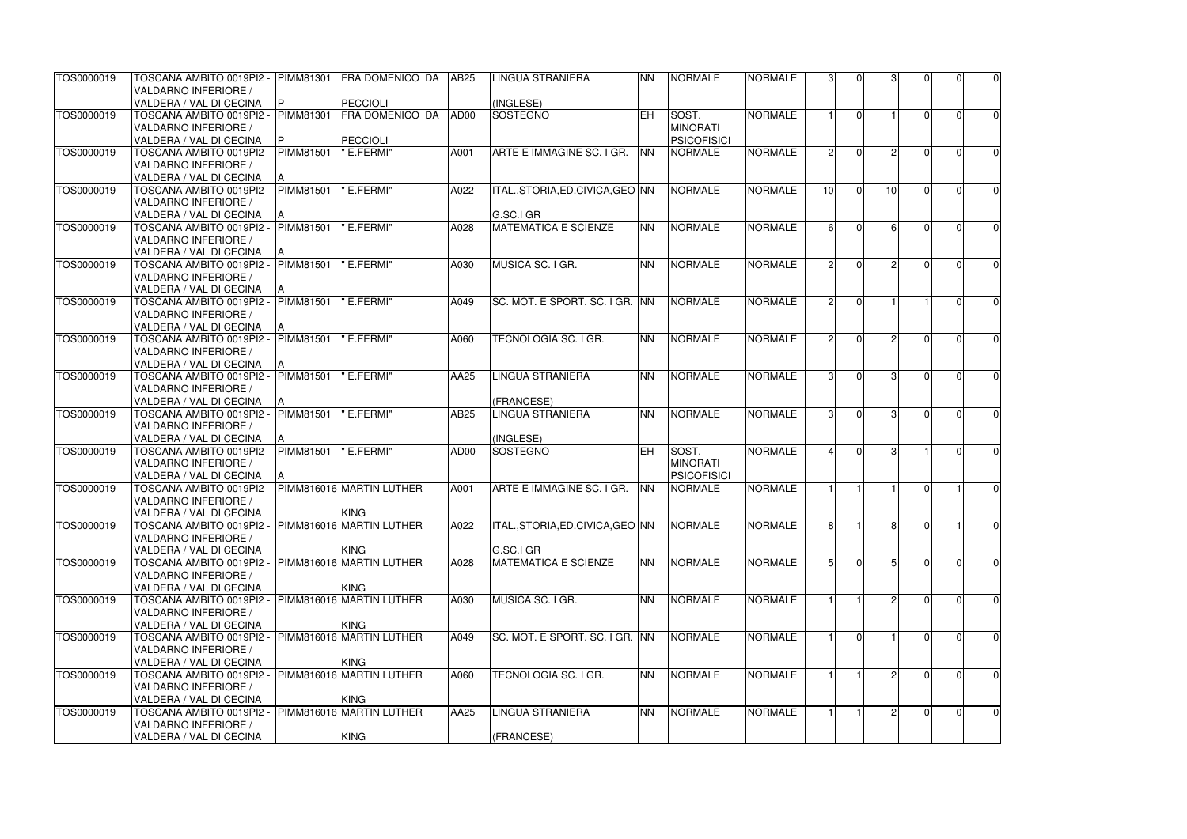| | | | | | | | | | | | | | | | |
|---|---|---|---|---|---|---|---|---|---|---|---|---|---|---|---|
| TOS0000019 | TOSCANA AMBITO 0019PI2 - VALDARNO INFERIORE / VALDERA / VAL DI CECINA | PIMM81301P | FRA DOMENICO DA PECCIOLI | AB25 | LINGUA STRANIERA (INGLESE) | NN | NORMALE | NORMALE | 3 | 0 | 3 | 0 | 0 | 0 |
| TOS0000019 | TOSCANA AMBITO 0019PI2 - VALDARNO INFERIORE / VALDERA / VAL DI CECINA | PIMM81301P | FRA DOMENICO DA PECCIOLI | AD00 | SOSTEGNO | EH | SOST. MINORATI PSICOFISICI | NORMALE | 1 | 0 | 1 | 0 | 0 | 0 |
| TOS0000019 | TOSCANA AMBITO 0019PI2 - VALDARNO INFERIORE / VALDERA / VAL DI CECINA | PIMM81501A | " E.FERMI" | A001 | ARTE E IMMAGINE SC. I GR. | NN | NORMALE | NORMALE | 2 | 0 | 2 | 0 | 0 | 0 |
| TOS0000019 | TOSCANA AMBITO 0019PI2 - VALDARNO INFERIORE / VALDERA / VAL DI CECINA | PIMM81501A | " E.FERMI" | A022 | ITAL.,STORIA,ED.CIVICA,GEO G.SC.I GR | NN | NORMALE | NORMALE | 10 | 0 | 10 | 0 | 0 | 0 |
| TOS0000019 | TOSCANA AMBITO 0019PI2 - VALDARNO INFERIORE / VALDERA / VAL DI CECINA | PIMM81501A | " E.FERMI" | A028 | MATEMATICA E SCIENZE | NN | NORMALE | NORMALE | 6 | 0 | 6 | 0 | 0 | 0 |
| TOS0000019 | TOSCANA AMBITO 0019PI2 - VALDARNO INFERIORE / VALDERA / VAL DI CECINA | PIMM81501A | " E.FERMI" | A030 | MUSICA SC. I GR. | NN | NORMALE | NORMALE | 2 | 0 | 2 | 0 | 0 | 0 |
| TOS0000019 | TOSCANA AMBITO 0019PI2 - VALDARNO INFERIORE / VALDERA / VAL DI CECINA | PIMM81501A | " E.FERMI" | A049 | SC. MOT. E SPORT. SC. I GR. | NN | NORMALE | NORMALE | 2 | 0 | 1 | 1 | 0 | 0 |
| TOS0000019 | TOSCANA AMBITO 0019PI2 - VALDARNO INFERIORE / VALDERA / VAL DI CECINA | PIMM81501A | " E.FERMI" | A060 | TECNOLOGIA SC. I GR. | NN | NORMALE | NORMALE | 2 | 0 | 2 | 0 | 0 | 0 |
| TOS0000019 | TOSCANA AMBITO 0019PI2 - VALDARNO INFERIORE / VALDERA / VAL DI CECINA | PIMM81501A | " E.FERMI" | AA25 | LINGUA STRANIERA (FRANCESE) | NN | NORMALE | NORMALE | 3 | 0 | 3 | 0 | 0 | 0 |
| TOS0000019 | TOSCANA AMBITO 0019PI2 - VALDARNO INFERIORE / VALDERA / VAL DI CECINA | PIMM81501A | " E.FERMI" | AB25 | LINGUA STRANIERA (INGLESE) | NN | NORMALE | NORMALE | 3 | 0 | 3 | 0 | 0 | 0 |
| TOS0000019 | TOSCANA AMBITO 0019PI2 - VALDARNO INFERIORE / VALDERA / VAL DI CECINA | PIMM81501A | " E.FERMI" | AD00 | SOSTEGNO | EH | SOST. MINORATI PSICOFISICI | NORMALE | 4 | 0 | 3 | 1 | 0 | 0 |
| TOS0000019 | TOSCANA AMBITO 0019PI2 - VALDARNO INFERIORE / VALDERA / VAL DI CECINA | PIMM816016 | MARTIN LUTHER KING | A001 | ARTE E IMMAGINE SC. I GR. | NN | NORMALE | NORMALE | 1 | 1 | 1 | 0 | 1 | 0 |
| TOS0000019 | TOSCANA AMBITO 0019PI2 - VALDARNO INFERIORE / VALDERA / VAL DI CECINA | PIMM816016 | MARTIN LUTHER KING | A022 | ITAL.,STORIA,ED.CIVICA,GEO G.SC.I GR | NN | NORMALE | NORMALE | 8 | 1 | 8 | 0 | 1 | 0 |
| TOS0000019 | TOSCANA AMBITO 0019PI2 - VALDARNO INFERIORE / VALDERA / VAL DI CECINA | PIMM816016 | MARTIN LUTHER KING | A028 | MATEMATICA E SCIENZE | NN | NORMALE | NORMALE | 5 | 0 | 5 | 0 | 0 | 0 |
| TOS0000019 | TOSCANA AMBITO 0019PI2 - VALDARNO INFERIORE / VALDERA / VAL DI CECINA | PIMM816016 | MARTIN LUTHER KING | A030 | MUSICA SC. I GR. | NN | NORMALE | NORMALE | 1 | 1 | 2 | 0 | 0 | 0 |
| TOS0000019 | TOSCANA AMBITO 0019PI2 - VALDARNO INFERIORE / VALDERA / VAL DI CECINA | PIMM816016 | MARTIN LUTHER KING | A049 | SC. MOT. E SPORT. SC. I GR. | NN | NORMALE | NORMALE | 1 | 0 | 1 | 0 | 0 | 0 |
| TOS0000019 | TOSCANA AMBITO 0019PI2 - VALDARNO INFERIORE / VALDERA / VAL DI CECINA | PIMM816016 | MARTIN LUTHER KING | A060 | TECNOLOGIA SC. I GR. | NN | NORMALE | NORMALE | 1 | 1 | 2 | 0 | 0 | 0 |
| TOS0000019 | TOSCANA AMBITO 0019PI2 - VALDARNO INFERIORE / VALDERA / VAL DI CECINA | PIMM816016 | MARTIN LUTHER KING | AA25 | LINGUA STRANIERA (FRANCESE) | NN | NORMALE | NORMALE | 1 | 1 | 2 | 0 | 0 | 0 |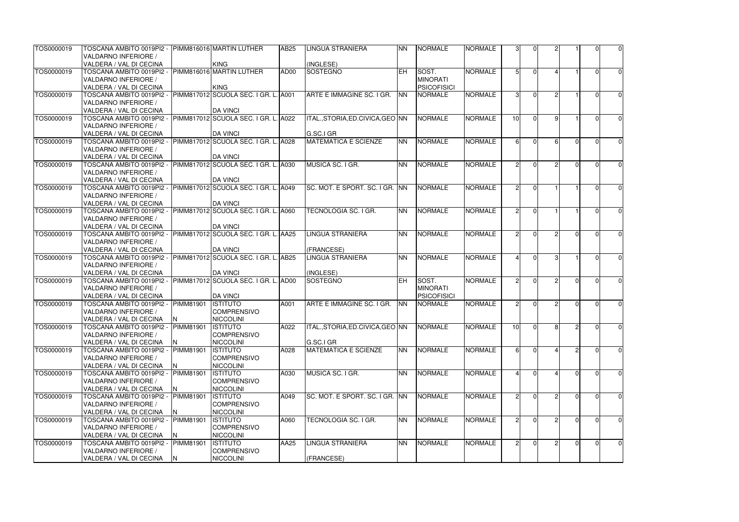| | | | | | | | | | | | | | | | |
|---|---|---|---|---|---|---|---|---|---|---|---|---|---|---|---|
| TOS0000019 | TOSCANA AMBITO 0019PI2 - VALDARNO INFERIORE / VALDERA / VAL DI CECINA | PIMM816016 | MARTIN LUTHER KING | AB25 | LINGUA STRANIERA (INGLESE) | NN | NORMALE | NORMALE | 3 | 0 | 2 | 1 | 0 | 0 |
| TOS0000019 | TOSCANA AMBITO 0019PI2 - VALDARNO INFERIORE / VALDERA / VAL DI CECINA | PIMM816016 | MARTIN LUTHER KING | AD00 | SOSTEGNO | EH | SOST. MINORATI PSICOFISICI | NORMALE | 5 | 0 | 4 | 1 | 0 | 0 |
| TOS0000019 | TOSCANA AMBITO 0019PI2 - VALDARNO INFERIORE / VALDERA / VAL DI CECINA | PIMM817012 | SCUOLA SEC. I GR. L. DA VINCI | A001 | ARTE E IMMAGINE SC. I GR. | NN | NORMALE | NORMALE | 3 | 0 | 2 | 1 | 0 | 0 |
| TOS0000019 | TOSCANA AMBITO 0019PI2 - VALDARNO INFERIORE / VALDERA / VAL DI CECINA | PIMM817012 | SCUOLA SEC. I GR. L. DA VINCI | A022 | ITAL.,STORIA,ED.CIVICA,GEO G.SC.I GR | NN | NORMALE | NORMALE | 10 | 0 | 9 | 1 | 0 | 0 |
| TOS0000019 | TOSCANA AMBITO 0019PI2 - VALDARNO INFERIORE / VALDERA / VAL DI CECINA | PIMM817012 | SCUOLA SEC. I GR. L. DA VINCI | A028 | MATEMATICA E SCIENZE | NN | NORMALE | NORMALE | 6 | 0 | 6 | 0 | 0 | 0 |
| TOS0000019 | TOSCANA AMBITO 0019PI2 - VALDARNO INFERIORE / VALDERA / VAL DI CECINA | PIMM817012 | SCUOLA SEC. I GR. L. DA VINCI | A030 | MUSICA SC. I GR. | NN | NORMALE | NORMALE | 2 | 0 | 2 | 0 | 0 | 0 |
| TOS0000019 | TOSCANA AMBITO 0019PI2 - VALDARNO INFERIORE / VALDERA / VAL DI CECINA | PIMM817012 | SCUOLA SEC. I GR. L. DA VINCI | A049 | SC. MOT. E SPORT. SC. I GR. | NN | NORMALE | NORMALE | 2 | 0 | 1 | 1 | 0 | 0 |
| TOS0000019 | TOSCANA AMBITO 0019PI2 - VALDARNO INFERIORE / VALDERA / VAL DI CECINA | PIMM817012 | SCUOLA SEC. I GR. L. DA VINCI | A060 | TECNOLOGIA SC. I GR. | NN | NORMALE | NORMALE | 2 | 0 | 1 | 1 | 0 | 0 |
| TOS0000019 | TOSCANA AMBITO 0019PI2 - VALDARNO INFERIORE / VALDERA / VAL DI CECINA | PIMM817012 | SCUOLA SEC. I GR. L. DA VINCI | AA25 | LINGUA STRANIERA (FRANCESE) | NN | NORMALE | NORMALE | 2 | 0 | 2 | 0 | 0 | 0 |
| TOS0000019 | TOSCANA AMBITO 0019PI2 - VALDARNO INFERIORE / VALDERA / VAL DI CECINA | PIMM817012 | SCUOLA SEC. I GR. L. DA VINCI | AB25 | LINGUA STRANIERA (INGLESE) | NN | NORMALE | NORMALE | 4 | 0 | 3 | 1 | 0 | 0 |
| TOS0000019 | TOSCANA AMBITO 0019PI2 - VALDARNO INFERIORE / VALDERA / VAL DI CECINA | PIMM817012 | SCUOLA SEC. I GR. L. DA VINCI | AD00 | SOSTEGNO | EH | SOST. MINORATI PSICOFISICI | NORMALE | 2 | 0 | 2 | 0 | 0 | 0 |
| TOS0000019 | TOSCANA AMBITO 0019PI2 - VALDARNO INFERIORE / VALDERA / VAL DI CECINA | PIMM81901N | ISTITUTO COMPRENSIVO NICCOLINI | A001 | ARTE E IMMAGINE SC. I GR. | NN | NORMALE | NORMALE | 2 | 0 | 2 | 0 | 0 | 0 |
| TOS0000019 | TOSCANA AMBITO 0019PI2 - VALDARNO INFERIORE / VALDERA / VAL DI CECINA | PIMM81901N | ISTITUTO COMPRENSIVO NICCOLINI | A022 | ITAL.,STORIA,ED.CIVICA,GEO G.SC.I GR | NN | NORMALE | NORMALE | 10 | 0 | 8 | 2 | 0 | 0 |
| TOS0000019 | TOSCANA AMBITO 0019PI2 - VALDARNO INFERIORE / VALDERA / VAL DI CECINA | PIMM81901N | ISTITUTO COMPRENSIVO NICCOLINI | A028 | MATEMATICA E SCIENZE | NN | NORMALE | NORMALE | 6 | 0 | 4 | 2 | 0 | 0 |
| TOS0000019 | TOSCANA AMBITO 0019PI2 - VALDARNO INFERIORE / VALDERA / VAL DI CECINA | PIMM81901N | ISTITUTO COMPRENSIVO NICCOLINI | A030 | MUSICA SC. I GR. | NN | NORMALE | NORMALE | 4 | 0 | 4 | 0 | 0 | 0 |
| TOS0000019 | TOSCANA AMBITO 0019PI2 - VALDARNO INFERIORE / VALDERA / VAL DI CECINA | PIMM81901N | ISTITUTO COMPRENSIVO NICCOLINI | A049 | SC. MOT. E SPORT. SC. I GR. | NN | NORMALE | NORMALE | 2 | 0 | 2 | 0 | 0 | 0 |
| TOS0000019 | TOSCANA AMBITO 0019PI2 - VALDARNO INFERIORE / VALDERA / VAL DI CECINA | PIMM81901N | ISTITUTO COMPRENSIVO NICCOLINI | A060 | TECNOLOGIA SC. I GR. | NN | NORMALE | NORMALE | 2 | 0 | 2 | 0 | 0 | 0 |
| TOS0000019 | TOSCANA AMBITO 0019PI2 - VALDARNO INFERIORE / VALDERA / VAL DI CECINA | PIMM81901N | ISTITUTO COMPRENSIVO NICCOLINI | AA25 | LINGUA STRANIERA (FRANCESE) | NN | NORMALE | NORMALE | 2 | 0 | 2 | 0 | 0 | 0 |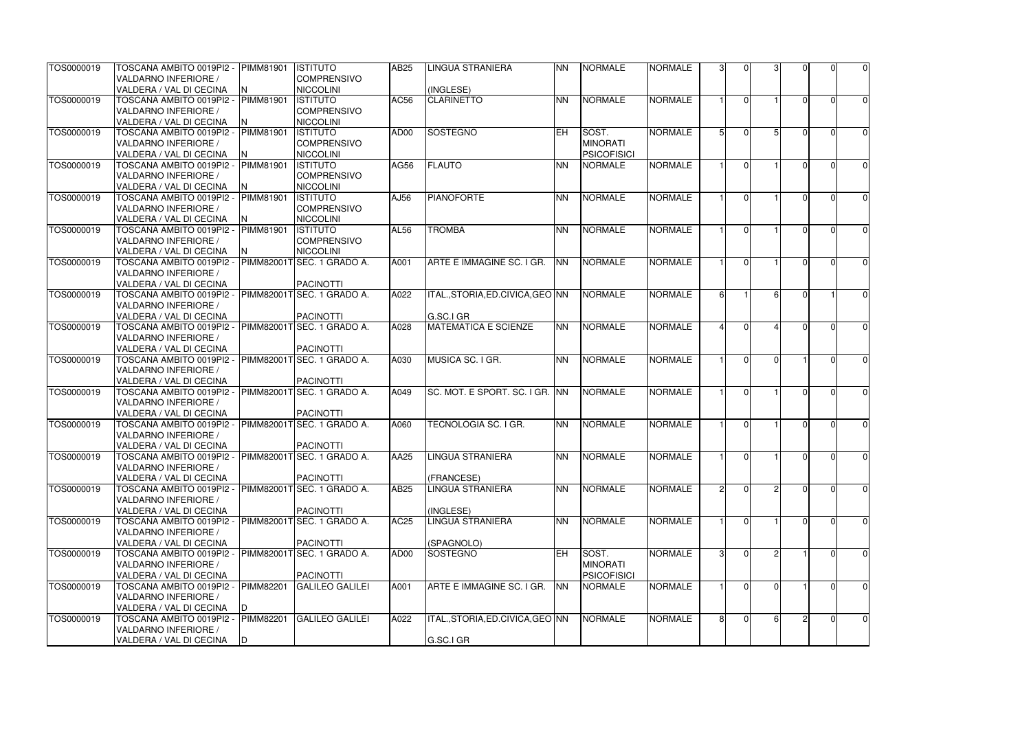| TOS0000019 | TOSCANA AMBITO 0019PI2 - VALDARNO INFERIORE / VALDERA / VAL DI CECINA | PIMM81901N | ISTITUTO COMPRENSIVO NICCOLINI | AB25 | LINGUA STRANIERA (INGLESE) | NN | NORMALE | NORMALE | 3 | 0 | 3 | 0 | 0 | 0 |
|---|---|---|---|---|---|---|---|---|---|---|---|---|---|---|
| TOS0000019 | TOSCANA AMBITO 0019PI2 - VALDARNO INFERIORE / VALDERA / VAL DI CECINA | PIMM81901N | ISTITUTO COMPRENSIVO NICCOLINI | AC56 | CLARINETTO | NN | NORMALE | NORMALE | 1 | 0 | 1 | 0 | 0 | 0 |
| TOS0000019 | TOSCANA AMBITO 0019PI2 - VALDARNO INFERIORE / VALDERA / VAL DI CECINA | PIMM81901N | ISTITUTO COMPRENSIVO NICCOLINI | AD00 | SOSTEGNO | EH | SOST. MINORATI PSICOFISICI | NORMALE | 5 | 0 | 5 | 0 | 0 | 0 |
| TOS0000019 | TOSCANA AMBITO 0019PI2 - VALDARNO INFERIORE / VALDERA / VAL DI CECINA | PIMM81901N | ISTITUTO COMPRENSIVO NICCOLINI | AG56 | FLAUTO | NN | NORMALE | NORMALE | 1 | 0 | 1 | 0 | 0 | 0 |
| TOS0000019 | TOSCANA AMBITO 0019PI2 - VALDARNO INFERIORE / VALDERA / VAL DI CECINA | PIMM81901N | ISTITUTO COMPRENSIVO NICCOLINI | AJ56 | PIANOFORTE | NN | NORMALE | NORMALE | 1 | 0 | 1 | 0 | 0 | 0 |
| TOS0000019 | TOSCANA AMBITO 0019PI2 - VALDARNO INFERIORE / VALDERA / VAL DI CECINA | PIMM81901N | ISTITUTO COMPRENSIVO NICCOLINI | AL56 | TROMBA | NN | NORMALE | NORMALE | 1 | 0 | 1 | 0 | 0 | 0 |
| TOS0000019 | TOSCANA AMBITO 0019PI2 - VALDARNO INFERIORE / VALDERA / VAL DI CECINA | PIMM82001T | SEC. 1 GRADO A. PACINOTTI | A001 | ARTE E IMMAGINE SC. I GR. | NN | NORMALE | NORMALE | 1 | 0 | 1 | 0 | 0 | 0 |
| TOS0000019 | TOSCANA AMBITO 0019PI2 - VALDARNO INFERIORE / VALDERA / VAL DI CECINA | PIMM82001T | SEC. 1 GRADO A. PACINOTTI | A022 | ITAL.,STORIA,ED.CIVICA,GEO G.SC.I GR | NN | NORMALE | NORMALE | 6 | 1 | 6 | 0 | 1 | 0 |
| TOS0000019 | TOSCANA AMBITO 0019PI2 - VALDARNO INFERIORE / VALDERA / VAL DI CECINA | PIMM82001T | SEC. 1 GRADO A. PACINOTTI | A028 | MATEMATICA E SCIENZE | NN | NORMALE | NORMALE | 4 | 0 | 4 | 0 | 0 | 0 |
| TOS0000019 | TOSCANA AMBITO 0019PI2 - VALDARNO INFERIORE / VALDERA / VAL DI CECINA | PIMM82001T | SEC. 1 GRADO A. PACINOTTI | A030 | MUSICA SC. I GR. | NN | NORMALE | NORMALE | 1 | 0 | 0 | 1 | 0 | 0 |
| TOS0000019 | TOSCANA AMBITO 0019PI2 - VALDARNO INFERIORE / VALDERA / VAL DI CECINA | PIMM82001T | SEC. 1 GRADO A. PACINOTTI | A049 | SC. MOT. E SPORT. SC. I GR. | NN | NORMALE | NORMALE | 1 | 0 | 1 | 0 | 0 | 0 |
| TOS0000019 | TOSCANA AMBITO 0019PI2 - VALDARNO INFERIORE / VALDERA / VAL DI CECINA | PIMM82001T | SEC. 1 GRADO A. PACINOTTI | A060 | TECNOLOGIA SC. I GR. | NN | NORMALE | NORMALE | 1 | 0 | 1 | 0 | 0 | 0 |
| TOS0000019 | TOSCANA AMBITO 0019PI2 - VALDARNO INFERIORE / VALDERA / VAL DI CECINA | PIMM82001T | SEC. 1 GRADO A. PACINOTTI | AA25 | LINGUA STRANIERA (FRANCESE) | NN | NORMALE | NORMALE | 1 | 0 | 1 | 0 | 0 | 0 |
| TOS0000019 | TOSCANA AMBITO 0019PI2 - VALDARNO INFERIORE / VALDERA / VAL DI CECINA | PIMM82001T | SEC. 1 GRADO A. PACINOTTI | AB25 | LINGUA STRANIERA (INGLESE) | NN | NORMALE | NORMALE | 2 | 0 | 2 | 0 | 0 | 0 |
| TOS0000019 | TOSCANA AMBITO 0019PI2 - VALDARNO INFERIORE / VALDERA / VAL DI CECINA | PIMM82001T | SEC. 1 GRADO A. PACINOTTI | AC25 | LINGUA STRANIERA (SPAGNOLO) | NN | NORMALE | NORMALE | 1 | 0 | 1 | 0 | 0 | 0 |
| TOS0000019 | TOSCANA AMBITO 0019PI2 - VALDARNO INFERIORE / VALDERA / VAL DI CECINA | PIMM82001T | SEC. 1 GRADO A. PACINOTTI | AD00 | SOSTEGNO | EH | SOST. MINORATI PSICOFISICI | NORMALE | 3 | 0 | 2 | 1 | 0 | 0 |
| TOS0000019 | TOSCANA AMBITO 0019PI2 - VALDARNO INFERIORE / VALDERA / VAL DI CECINA | PIMM82201D | GALILEO GALILEI | A001 | ARTE E IMMAGINE SC. I GR. | NN | NORMALE | NORMALE | 1 | 0 | 0 | 1 | 0 | 0 |
| TOS0000019 | TOSCANA AMBITO 0019PI2 - VALDARNO INFERIORE / VALDERA / VAL DI CECINA | PIMM82201D | GALILEO GALILEI | A022 | ITAL.,STORIA,ED.CIVICA,GEO G.SC.I GR | NN | NORMALE | NORMALE | 8 | 0 | 6 | 2 | 0 | 0 |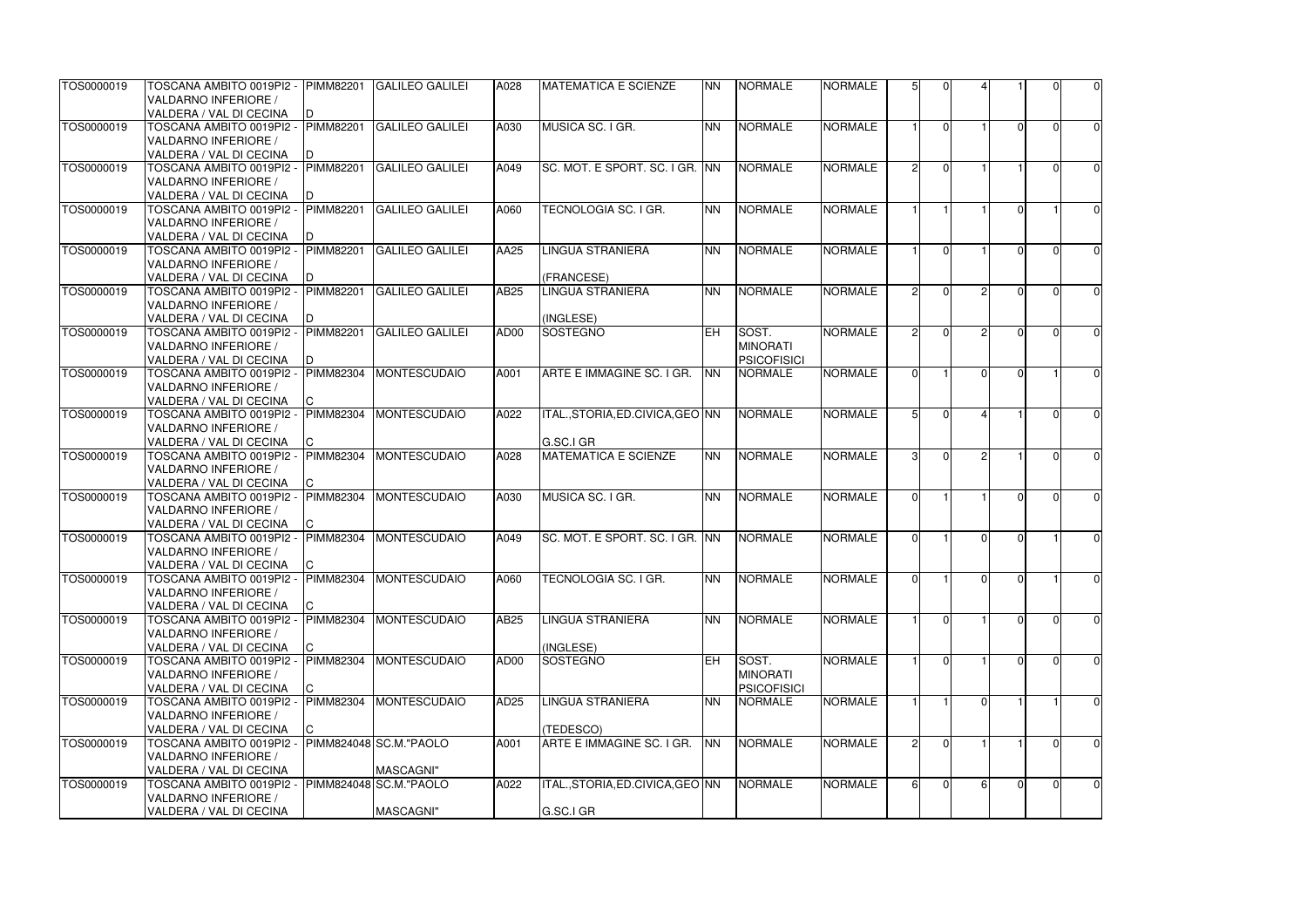| | | | | | | | | | | | | | | | |
|---|---|---|---|---|---|---|---|---|---|---|---|---|---|---|---|
| TOS0000019 | TOSCANA AMBITO 0019PI2 - VALDARNO INFERIORE / VALDERA / VAL DI CECINA | PIMM82201D | GALILEO GALILEI | A028 | MATEMATICA E SCIENZE | NN | NORMALE | NORMALE | 5 | 0 | 4 | 1 | 0 | 0 |
| TOS0000019 | TOSCANA AMBITO 0019PI2 - VALDARNO INFERIORE / VALDERA / VAL DI CECINA | PIMM82201D | GALILEO GALILEI | A030 | MUSICA SC. I GR. | NN | NORMALE | NORMALE | 1 | 0 | 1 | 0 | 0 | 0 |
| TOS0000019 | TOSCANA AMBITO 0019PI2 - VALDARNO INFERIORE / VALDERA / VAL DI CECINA | PIMM82201D | GALILEO GALILEI | A049 | SC. MOT. E SPORT. SC. I GR. | NN | NORMALE | NORMALE | 2 | 0 | 1 | 1 | 0 | 0 |
| TOS0000019 | TOSCANA AMBITO 0019PI2 - VALDARNO INFERIORE / VALDERA / VAL DI CECINA | PIMM82201D | GALILEO GALILEI | A060 | TECNOLOGIA SC. I GR. | NN | NORMALE | NORMALE | 1 | 1 | 1 | 0 | 1 | 0 |
| TOS0000019 | TOSCANA AMBITO 0019PI2 - VALDARNO INFERIORE / VALDERA / VAL DI CECINA | PIMM82201D | GALILEO GALILEI | AA25 | LINGUA STRANIERA (FRANCESE) | NN | NORMALE | NORMALE | 1 | 0 | 1 | 0 | 0 | 0 |
| TOS0000019 | TOSCANA AMBITO 0019PI2 - VALDARNO INFERIORE / VALDERA / VAL DI CECINA | PIMM82201D | GALILEO GALILEI | AB25 | LINGUA STRANIERA (INGLESE) | NN | NORMALE | NORMALE | 2 | 0 | 2 | 0 | 0 | 0 |
| TOS0000019 | TOSCANA AMBITO 0019PI2 - VALDARNO INFERIORE / VALDERA / VAL DI CECINA | PIMM82201D | GALILEO GALILEI | AD00 | SOSTEGNO | EH | SOST. MINORATI PSICOFISICI | NORMALE | 2 | 0 | 2 | 0 | 0 | 0 |
| TOS0000019 | TOSCANA AMBITO 0019PI2 - VALDARNO INFERIORE / VALDERA / VAL DI CECINA | PIMM82304C | MONTESCUDAIO | A001 | ARTE E IMMAGINE SC. I GR. | NN | NORMALE | NORMALE | 0 | 1 | 0 | 0 | 1 | 0 |
| TOS0000019 | TOSCANA AMBITO 0019PI2 - VALDARNO INFERIORE / VALDERA / VAL DI CECINA | PIMM82304C | MONTESCUDAIO | A022 | ITAL.,STORIA,ED.CIVICA,GEO G.SC.I GR | NN | NORMALE | NORMALE | 5 | 0 | 4 | 1 | 0 | 0 |
| TOS0000019 | TOSCANA AMBITO 0019PI2 - VALDARNO INFERIORE / VALDERA / VAL DI CECINA | PIMM82304C | MONTESCUDAIO | A028 | MATEMATICA E SCIENZE | NN | NORMALE | NORMALE | 3 | 0 | 2 | 1 | 0 | 0 |
| TOS0000019 | TOSCANA AMBITO 0019PI2 - VALDARNO INFERIORE / VALDERA / VAL DI CECINA | PIMM82304C | MONTESCUDAIO | A030 | MUSICA SC. I GR. | NN | NORMALE | NORMALE | 0 | 1 | 1 | 0 | 0 | 0 |
| TOS0000019 | TOSCANA AMBITO 0019PI2 - VALDARNO INFERIORE / VALDERA / VAL DI CECINA | PIMM82304C | MONTESCUDAIO | A049 | SC. MOT. E SPORT. SC. I GR. | NN | NORMALE | NORMALE | 0 | 1 | 0 | 0 | 1 | 0 |
| TOS0000019 | TOSCANA AMBITO 0019PI2 - VALDARNO INFERIORE / VALDERA / VAL DI CECINA | PIMM82304C | MONTESCUDAIO | A060 | TECNOLOGIA SC. I GR. | NN | NORMALE | NORMALE | 0 | 1 | 0 | 0 | 1 | 0 |
| TOS0000019 | TOSCANA AMBITO 0019PI2 - VALDARNO INFERIORE / VALDERA / VAL DI CECINA | PIMM82304C | MONTESCUDAIO | AB25 | LINGUA STRANIERA (INGLESE) | NN | NORMALE | NORMALE | 1 | 0 | 1 | 0 | 0 | 0 |
| TOS0000019 | TOSCANA AMBITO 0019PI2 - VALDARNO INFERIORE / VALDERA / VAL DI CECINA | PIMM82304C | MONTESCUDAIO | AD00 | SOSTEGNO | EH | SOST. MINORATI PSICOFISICI | NORMALE | 1 | 0 | 1 | 0 | 0 | 0 |
| TOS0000019 | TOSCANA AMBITO 0019PI2 - VALDARNO INFERIORE / VALDERA / VAL DI CECINA | PIMM82304C | MONTESCUDAIO | AD25 | LINGUA STRANIERA (TEDESCO) | NN | NORMALE | NORMALE | 1 | 1 | 0 | 1 | 1 | 0 |
| TOS0000019 | TOSCANA AMBITO 0019PI2 - VALDARNO INFERIORE / VALDERA / VAL DI CECINA | PIMM824048 | SC.M."PAOLO MASCAGNI" | A001 | ARTE E IMMAGINE SC. I GR. | NN | NORMALE | NORMALE | 2 | 0 | 1 | 1 | 0 | 0 |
| TOS0000019 | TOSCANA AMBITO 0019PI2 - VALDARNO INFERIORE / VALDERA / VAL DI CECINA | PIMM824048 | SC.M."PAOLO MASCAGNI" | A022 | ITAL.,STORIA,ED.CIVICA,GEO G.SC.I GR | NN | NORMALE | NORMALE | 6 | 0 | 6 | 0 | 0 | 0 |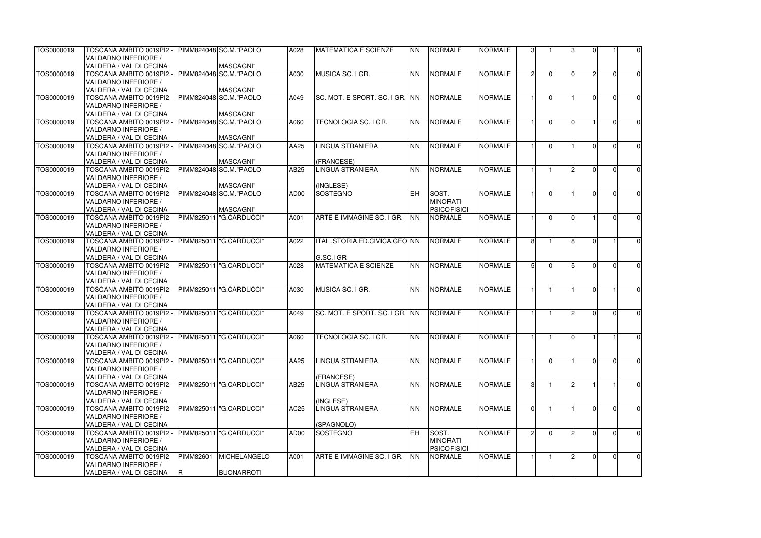| | | | | | | | | | | | | | | | |
|---|---|---|---|---|---|---|---|---|---|---|---|---|---|---|---|
| TOS0000019 | TOSCANA AMBITO 0019PI2 - VALDARNO INFERIORE / VALDERA / VAL DI CECINA | PIMM824048 | SC.M."PAOLO MASCAGNI" | A028 | MATEMATICA E SCIENZE | NN | NORMALE | NORMALE | 3 | 1 | 3 | 0 | 1 | 0 |
| TOS0000019 | TOSCANA AMBITO 0019PI2 - VALDARNO INFERIORE / VALDERA / VAL DI CECINA | PIMM824048 | SC.M."PAOLO MASCAGNI" | A030 | MUSICA SC. I GR. | NN | NORMALE | NORMALE | 2 | 0 | 0 | 2 | 0 | 0 |
| TOS0000019 | TOSCANA AMBITO 0019PI2 - VALDARNO INFERIORE / VALDERA / VAL DI CECINA | PIMM824048 | SC.M."PAOLO MASCAGNI" | A049 | SC. MOT. E SPORT. SC. I GR. | NN | NORMALE | NORMALE | 1 | 0 | 1 | 0 | 0 | 0 |
| TOS0000019 | TOSCANA AMBITO 0019PI2 - VALDARNO INFERIORE / VALDERA / VAL DI CECINA | PIMM824048 | SC.M."PAOLO MASCAGNI" | A060 | TECNOLOGIA SC. I GR. | NN | NORMALE | NORMALE | 1 | 0 | 0 | 1 | 0 | 0 |
| TOS0000019 | TOSCANA AMBITO 0019PI2 - VALDARNO INFERIORE / VALDERA / VAL DI CECINA | PIMM824048 | SC.M."PAOLO MASCAGNI" | AA25 | LINGUA STRANIERA (FRANCESE) | NN | NORMALE | NORMALE | 1 | 0 | 1 | 0 | 0 | 0 |
| TOS0000019 | TOSCANA AMBITO 0019PI2 - VALDARNO INFERIORE / VALDERA / VAL DI CECINA | PIMM824048 | SC.M."PAOLO MASCAGNI" | AB25 | LINGUA STRANIERA (INGLESE) | NN | NORMALE | NORMALE | 1 | 1 | 2 | 0 | 0 | 0 |
| TOS0000019 | TOSCANA AMBITO 0019PI2 - VALDARNO INFERIORE / VALDERA / VAL DI CECINA | PIMM824048 | SC.M."PAOLO MASCAGNI" | AD00 | SOSTEGNO | EH | SOST. MINORATI PSICOFISICI | NORMALE | 1 | 0 | 1 | 0 | 0 | 0 |
| TOS0000019 | TOSCANA AMBITO 0019PI2 - VALDARNO INFERIORE / VALDERA / VAL DI CECINA | PIMM825011 | "G.CARDUCCI" | A001 | ARTE E IMMAGINE SC. I GR. | NN | NORMALE | NORMALE | 1 | 0 | 0 | 1 | 0 | 0 |
| TOS0000019 | TOSCANA AMBITO 0019PI2 - VALDARNO INFERIORE / VALDERA / VAL DI CECINA | PIMM825011 | "G.CARDUCCI" | A022 | ITAL.,STORIA,ED.CIVICA,GEO G.SC.I GR | NN | NORMALE | NORMALE | 8 | 1 | 8 | 0 | 1 | 0 |
| TOS0000019 | TOSCANA AMBITO 0019PI2 - VALDARNO INFERIORE / VALDERA / VAL DI CECINA | PIMM825011 | "G.CARDUCCI" | A028 | MATEMATICA E SCIENZE | NN | NORMALE | NORMALE | 5 | 0 | 5 | 0 | 0 | 0 |
| TOS0000019 | TOSCANA AMBITO 0019PI2 - VALDARNO INFERIORE / VALDERA / VAL DI CECINA | PIMM825011 | "G.CARDUCCI" | A030 | MUSICA SC. I GR. | NN | NORMALE | NORMALE | 1 | 1 | 1 | 0 | 1 | 0 |
| TOS0000019 | TOSCANA AMBITO 0019PI2 - VALDARNO INFERIORE / VALDERA / VAL DI CECINA | PIMM825011 | "G.CARDUCCI" | A049 | SC. MOT. E SPORT. SC. I GR. | NN | NORMALE | NORMALE | 1 | 1 | 2 | 0 | 0 | 0 |
| TOS0000019 | TOSCANA AMBITO 0019PI2 - VALDARNO INFERIORE / VALDERA / VAL DI CECINA | PIMM825011 | "G.CARDUCCI" | A060 | TECNOLOGIA SC. I GR. | NN | NORMALE | NORMALE | 1 | 1 | 0 | 1 | 1 | 0 |
| TOS0000019 | TOSCANA AMBITO 0019PI2 - VALDARNO INFERIORE / VALDERA / VAL DI CECINA | PIMM825011 | "G.CARDUCCI" | AA25 | LINGUA STRANIERA (FRANCESE) | NN | NORMALE | NORMALE | 1 | 0 | 1 | 0 | 0 | 0 |
| TOS0000019 | TOSCANA AMBITO 0019PI2 - VALDARNO INFERIORE / VALDERA / VAL DI CECINA | PIMM825011 | "G.CARDUCCI" | AB25 | LINGUA STRANIERA (INGLESE) | NN | NORMALE | NORMALE | 3 | 1 | 2 | 1 | 1 | 0 |
| TOS0000019 | TOSCANA AMBITO 0019PI2 - VALDARNO INFERIORE / VALDERA / VAL DI CECINA | PIMM825011 | "G.CARDUCCI" | AC25 | LINGUA STRANIERA (SPAGNOLO) | NN | NORMALE | NORMALE | 0 | 1 | 1 | 0 | 0 | 0 |
| TOS0000019 | TOSCANA AMBITO 0019PI2 - VALDARNO INFERIORE / VALDERA / VAL DI CECINA | PIMM825011 | "G.CARDUCCI" | AD00 | SOSTEGNO | EH | SOST. MINORATI PSICOFISICI | NORMALE | 2 | 0 | 2 | 0 | 0 | 0 |
| TOS0000019 | TOSCANA AMBITO 0019PI2 - VALDARNO INFERIORE / VALDERA / VAL DI CECINA | PIMM82601R | MICHELANGELO BUONARROTI | A001 | ARTE E IMMAGINE SC. I GR. | NN | NORMALE | NORMALE | 1 | 1 | 2 | 0 | 0 | 0 |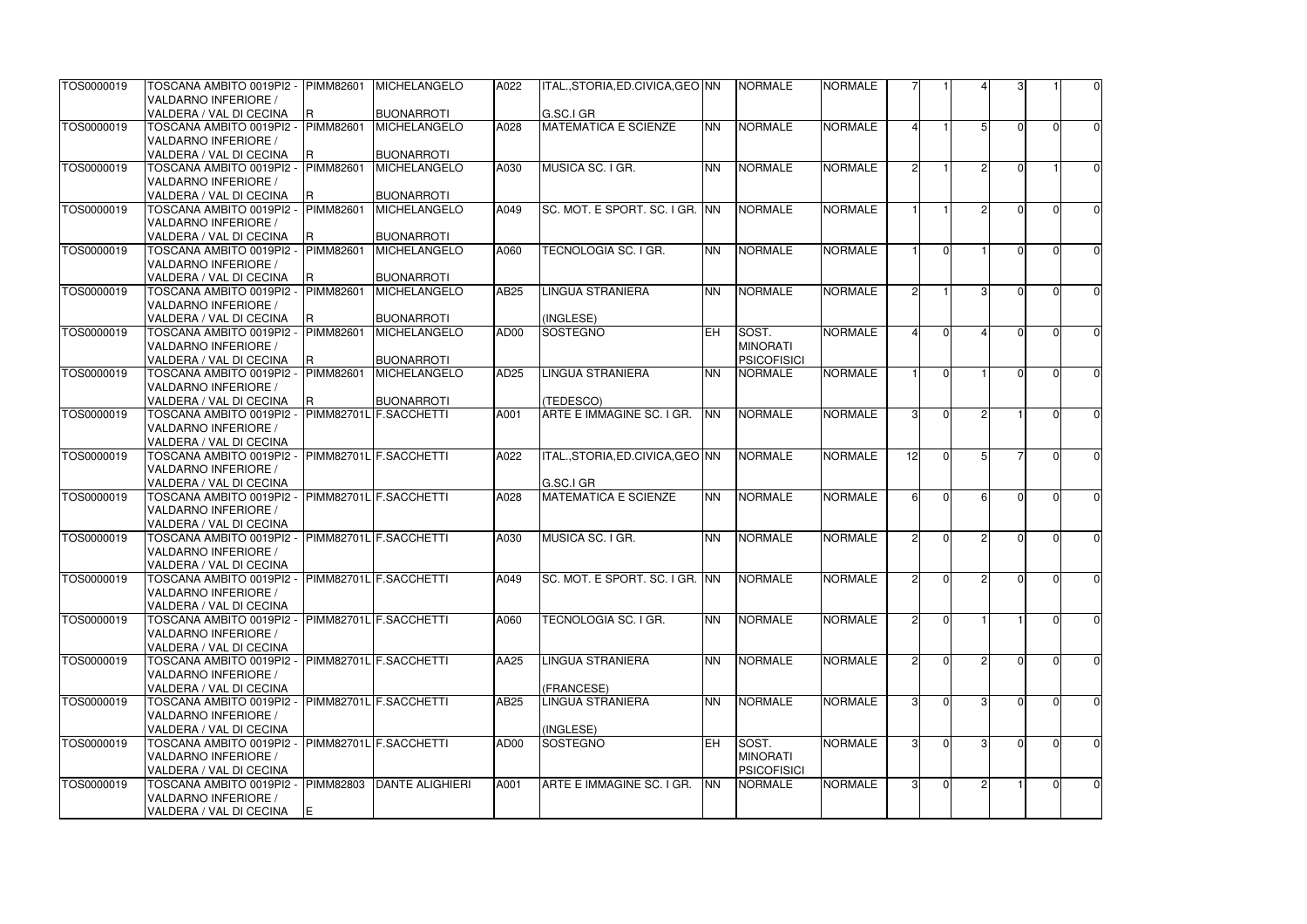| | | | | | | | | | | | | | | | |
|---|---|---|---|---|---|---|---|---|---|---|---|---|---|---|---|
| TOS0000019 | TOSCANA AMBITO 0019PI2 - VALDARNO INFERIORE / VALDERA / VAL DI CECINA | PIMM82601R | MICHELANGELO BUONARROTI | A022 | ITAL.,STORIA,ED.CIVICA,GEO G.SC.I GR | NN | NORMALE | NORMALE | 7 | 1 | 4 | 3 | 1 | 0 |
| TOS0000019 | TOSCANA AMBITO 0019PI2 - VALDARNO INFERIORE / VALDERA / VAL DI CECINA | PIMM82601R | MICHELANGELO BUONARROTI | A028 | MATEMATICA E SCIENZE | NN | NORMALE | NORMALE | 4 | 1 | 5 | 0 | 0 | 0 |
| TOS0000019 | TOSCANA AMBITO 0019PI2 - VALDARNO INFERIORE / VALDERA / VAL DI CECINA | PIMM82601R | MICHELANGELO BUONARROTI | A030 | MUSICA SC. I GR. | NN | NORMALE | NORMALE | 2 | 1 | 2 | 0 | 1 | 0 |
| TOS0000019 | TOSCANA AMBITO 0019PI2 - VALDARNO INFERIORE / VALDERA / VAL DI CECINA | PIMM82601R | MICHELANGELO BUONARROTI | A049 | SC. MOT. E SPORT. SC. I GR. | NN | NORMALE | NORMALE | 1 | 1 | 2 | 0 | 0 | 0 |
| TOS0000019 | TOSCANA AMBITO 0019PI2 - VALDARNO INFERIORE / VALDERA / VAL DI CECINA | PIMM82601R | MICHELANGELO BUONARROTI | A060 | TECNOLOGIA SC. I GR. | NN | NORMALE | NORMALE | 1 | 0 | 1 | 0 | 0 | 0 |
| TOS0000019 | TOSCANA AMBITO 0019PI2 - VALDARNO INFERIORE / VALDERA / VAL DI CECINA | PIMM82601R | MICHELANGELO BUONARROTI | AB25 | LINGUA STRANIERA (INGLESE) | NN | NORMALE | NORMALE | 2 | 1 | 3 | 0 | 0 | 0 |
| TOS0000019 | TOSCANA AMBITO 0019PI2 - VALDARNO INFERIORE / VALDERA / VAL DI CECINA | PIMM82601R | MICHELANGELO BUONARROTI | AD00 | SOSTEGNO | EH | SOST. MINORATI PSICOFISICI | NORMALE | 4 | 0 | 4 | 0 | 0 | 0 |
| TOS0000019 | TOSCANA AMBITO 0019PI2 - VALDARNO INFERIORE / VALDERA / VAL DI CECINA | PIMM82601R | MICHELANGELO BUONARROTI | AD25 | LINGUA STRANIERA (TEDESCO) | NN | NORMALE | NORMALE | 1 | 0 | 1 | 0 | 0 | 0 |
| TOS0000019 | TOSCANA AMBITO 0019PI2 - VALDARNO INFERIORE / VALDERA / VAL DI CECINA | PIMM82701L | F.SACCHETTI | A001 | ARTE E IMMAGINE SC. I GR. | NN | NORMALE | NORMALE | 3 | 0 | 2 | 1 | 0 | 0 |
| TOS0000019 | TOSCANA AMBITO 0019PI2 - VALDARNO INFERIORE / VALDERA / VAL DI CECINA | PIMM82701L | F.SACCHETTI | A022 | ITAL.,STORIA,ED.CIVICA,GEO G.SC.I GR | NN | NORMALE | NORMALE | 12 | 0 | 5 | 7 | 0 | 0 |
| TOS0000019 | TOSCANA AMBITO 0019PI2 - VALDARNO INFERIORE / VALDERA / VAL DI CECINA | PIMM82701L | F.SACCHETTI | A028 | MATEMATICA E SCIENZE | NN | NORMALE | NORMALE | 6 | 0 | 6 | 0 | 0 | 0 |
| TOS0000019 | TOSCANA AMBITO 0019PI2 - VALDARNO INFERIORE / VALDERA / VAL DI CECINA | PIMM82701L | F.SACCHETTI | A030 | MUSICA SC. I GR. | NN | NORMALE | NORMALE | 2 | 0 | 2 | 0 | 0 | 0 |
| TOS0000019 | TOSCANA AMBITO 0019PI2 - VALDARNO INFERIORE / VALDERA / VAL DI CECINA | PIMM82701L | F.SACCHETTI | A049 | SC. MOT. E SPORT. SC. I GR. | NN | NORMALE | NORMALE | 2 | 0 | 2 | 0 | 0 | 0 |
| TOS0000019 | TOSCANA AMBITO 0019PI2 - VALDARNO INFERIORE / VALDERA / VAL DI CECINA | PIMM82701L | F.SACCHETTI | A060 | TECNOLOGIA SC. I GR. | NN | NORMALE | NORMALE | 2 | 0 | 1 | 1 | 0 | 0 |
| TOS0000019 | TOSCANA AMBITO 0019PI2 - VALDARNO INFERIORE / VALDERA / VAL DI CECINA | PIMM82701L | F.SACCHETTI | AA25 | LINGUA STRANIERA (FRANCESE) | NN | NORMALE | NORMALE | 2 | 0 | 2 | 0 | 0 | 0 |
| TOS0000019 | TOSCANA AMBITO 0019PI2 - VALDARNO INFERIORE / VALDERA / VAL DI CECINA | PIMM82701L | F.SACCHETTI | AB25 | LINGUA STRANIERA (INGLESE) | NN | NORMALE | NORMALE | 3 | 0 | 3 | 0 | 0 | 0 |
| TOS0000019 | TOSCANA AMBITO 0019PI2 - VALDARNO INFERIORE / VALDERA / VAL DI CECINA | PIMM82701L | F.SACCHETTI | AD00 | SOSTEGNO | EH | SOST. MINORATI PSICOFISICI | NORMALE | 3 | 0 | 3 | 0 | 0 | 0 |
| TOS0000019 | TOSCANA AMBITO 0019PI2 - VALDARNO INFERIORE / VALDERA / VAL DI CECINA | PIMM82803E | DANTE ALIGHIERI | A001 | ARTE E IMMAGINE SC. I GR. | NN | NORMALE | NORMALE | 3 | 0 | 2 | 1 | 0 | 0 |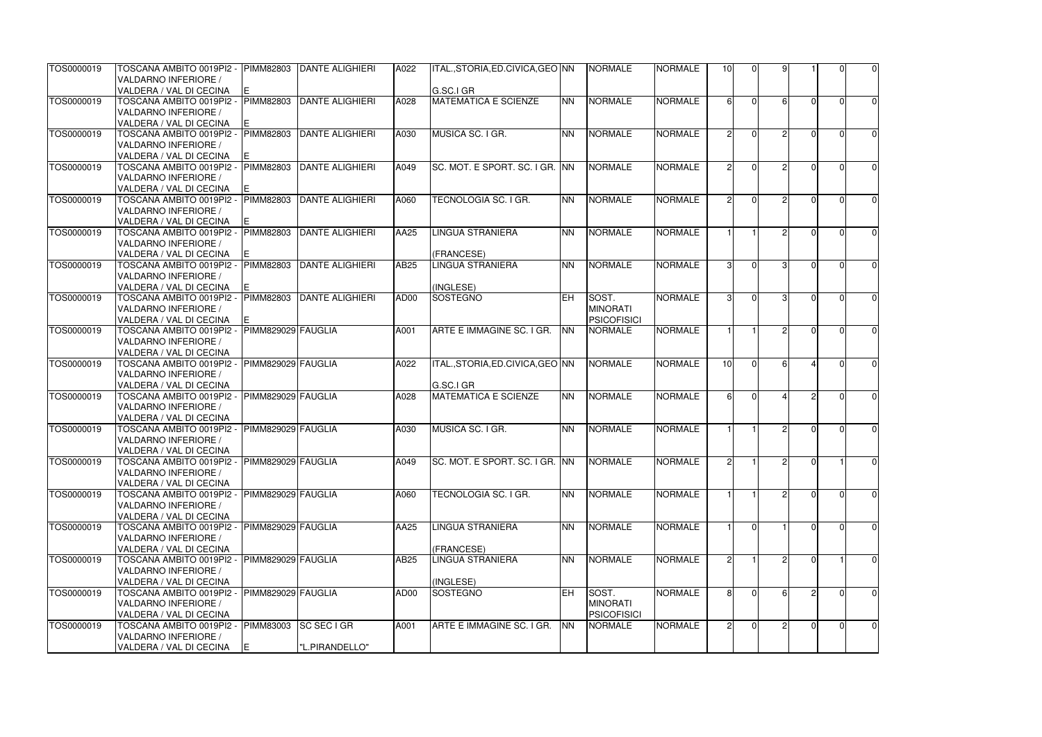| | | | | | | | | | | | | | | | |
|---|---|---|---|---|---|---|---|---|---|---|---|---|---|---|---|
| TOS0000019 | TOSCANA AMBITO 0019PI2 - VALDARNO INFERIORE / VALDERA / VAL DI CECINA | PIMM82803E | DANTE ALIGHIERI | A022 | ITAL.,STORIA,ED.CIVICA,GEO G.SC.I GR | NN | NORMALE | NORMALE | 10 | 0 | 9 | 1 | 0 | 0 |
| TOS0000019 | TOSCANA AMBITO 0019PI2 - VALDARNO INFERIORE / VALDERA / VAL DI CECINA | PIMM82803E | DANTE ALIGHIERI | A028 | MATEMATICA E SCIENZE | NN | NORMALE | NORMALE | 6 | 0 | 6 | 0 | 0 | 0 |
| TOS0000019 | TOSCANA AMBITO 0019PI2 - VALDARNO INFERIORE / VALDERA / VAL DI CECINA | PIMM82803E | DANTE ALIGHIERI | A030 | MUSICA SC. I GR. | NN | NORMALE | NORMALE | 2 | 0 | 2 | 0 | 0 | 0 |
| TOS0000019 | TOSCANA AMBITO 0019PI2 - VALDARNO INFERIORE / VALDERA / VAL DI CECINA | PIMM82803E | DANTE ALIGHIERI | A049 | SC. MOT. E SPORT. SC. I GR. | NN | NORMALE | NORMALE | 2 | 0 | 2 | 0 | 0 | 0 |
| TOS0000019 | TOSCANA AMBITO 0019PI2 - VALDARNO INFERIORE / VALDERA / VAL DI CECINA | PIMM82803E | DANTE ALIGHIERI | A060 | TECNOLOGIA SC. I GR. | NN | NORMALE | NORMALE | 2 | 0 | 2 | 0 | 0 | 0 |
| TOS0000019 | TOSCANA AMBITO 0019PI2 - VALDARNO INFERIORE / VALDERA / VAL DI CECINA | PIMM82803E | DANTE ALIGHIERI | AA25 | LINGUA STRANIERA (FRANCESE) | NN | NORMALE | NORMALE | 1 | 1 | 2 | 0 | 0 | 0 |
| TOS0000019 | TOSCANA AMBITO 0019PI2 - VALDARNO INFERIORE / VALDERA / VAL DI CECINA | PIMM82803E | DANTE ALIGHIERI | AB25 | LINGUA STRANIERA (INGLESE) | NN | NORMALE | NORMALE | 3 | 0 | 3 | 0 | 0 | 0 |
| TOS0000019 | TOSCANA AMBITO 0019PI2 - VALDARNO INFERIORE / VALDERA / VAL DI CECINA | PIMM82803E | DANTE ALIGHIERI | AD00 | SOSTEGNO | EH | SOST. MINORATI PSICOFISICI | NORMALE | 3 | 0 | 3 | 0 | 0 | 0 |
| TOS0000019 | TOSCANA AMBITO 0019PI2 - VALDARNO INFERIORE / VALDERA / VAL DI CECINA | PIMM829029 | FAUGLIA | A001 | ARTE E IMMAGINE SC. I GR. | NN | NORMALE | NORMALE | 1 | 1 | 2 | 0 | 0 | 0 |
| TOS0000019 | TOSCANA AMBITO 0019PI2 - VALDARNO INFERIORE / VALDERA / VAL DI CECINA | PIMM829029 | FAUGLIA | A022 | ITAL.,STORIA,ED.CIVICA,GEO G.SC.I GR | NN | NORMALE | NORMALE | 10 | 0 | 6 | 4 | 0 | 0 |
| TOS0000019 | TOSCANA AMBITO 0019PI2 - VALDARNO INFERIORE / VALDERA / VAL DI CECINA | PIMM829029 | FAUGLIA | A028 | MATEMATICA E SCIENZE | NN | NORMALE | NORMALE | 6 | 0 | 4 | 2 | 0 | 0 |
| TOS0000019 | TOSCANA AMBITO 0019PI2 - VALDARNO INFERIORE / VALDERA / VAL DI CECINA | PIMM829029 | FAUGLIA | A030 | MUSICA SC. I GR. | NN | NORMALE | NORMALE | 1 | 1 | 2 | 0 | 0 | 0 |
| TOS0000019 | TOSCANA AMBITO 0019PI2 - VALDARNO INFERIORE / VALDERA / VAL DI CECINA | PIMM829029 | FAUGLIA | A049 | SC. MOT. E SPORT. SC. I GR. | NN | NORMALE | NORMALE | 2 | 1 | 2 | 0 | 1 | 0 |
| TOS0000019 | TOSCANA AMBITO 0019PI2 - VALDARNO INFERIORE / VALDERA / VAL DI CECINA | PIMM829029 | FAUGLIA | A060 | TECNOLOGIA SC. I GR. | NN | NORMALE | NORMALE | 1 | 1 | 2 | 0 | 0 | 0 |
| TOS0000019 | TOSCANA AMBITO 0019PI2 - VALDARNO INFERIORE / VALDERA / VAL DI CECINA | PIMM829029 | FAUGLIA | AA25 | LINGUA STRANIERA (FRANCESE) | NN | NORMALE | NORMALE | 1 | 0 | 1 | 0 | 0 | 0 |
| TOS0000019 | TOSCANA AMBITO 0019PI2 - VALDARNO INFERIORE / VALDERA / VAL DI CECINA | PIMM829029 | FAUGLIA | AB25 | LINGUA STRANIERA (INGLESE) | NN | NORMALE | NORMALE | 2 | 1 | 2 | 0 | 1 | 0 |
| TOS0000019 | TOSCANA AMBITO 0019PI2 - VALDARNO INFERIORE / VALDERA / VAL DI CECINA | PIMM829029 | FAUGLIA | AD00 | SOSTEGNO | EH | SOST. MINORATI PSICOFISICI | NORMALE | 8 | 0 | 6 | 2 | 0 | 0 |
| TOS0000019 | TOSCANA AMBITO 0019PI2 - VALDARNO INFERIORE / VALDERA / VAL DI CECINA | PIMM83003E | SC SEC I GR "L.PIRANDELLO" | A001 | ARTE E IMMAGINE SC. I GR. | NN | NORMALE | NORMALE | 2 | 0 | 2 | 0 | 0 | 0 |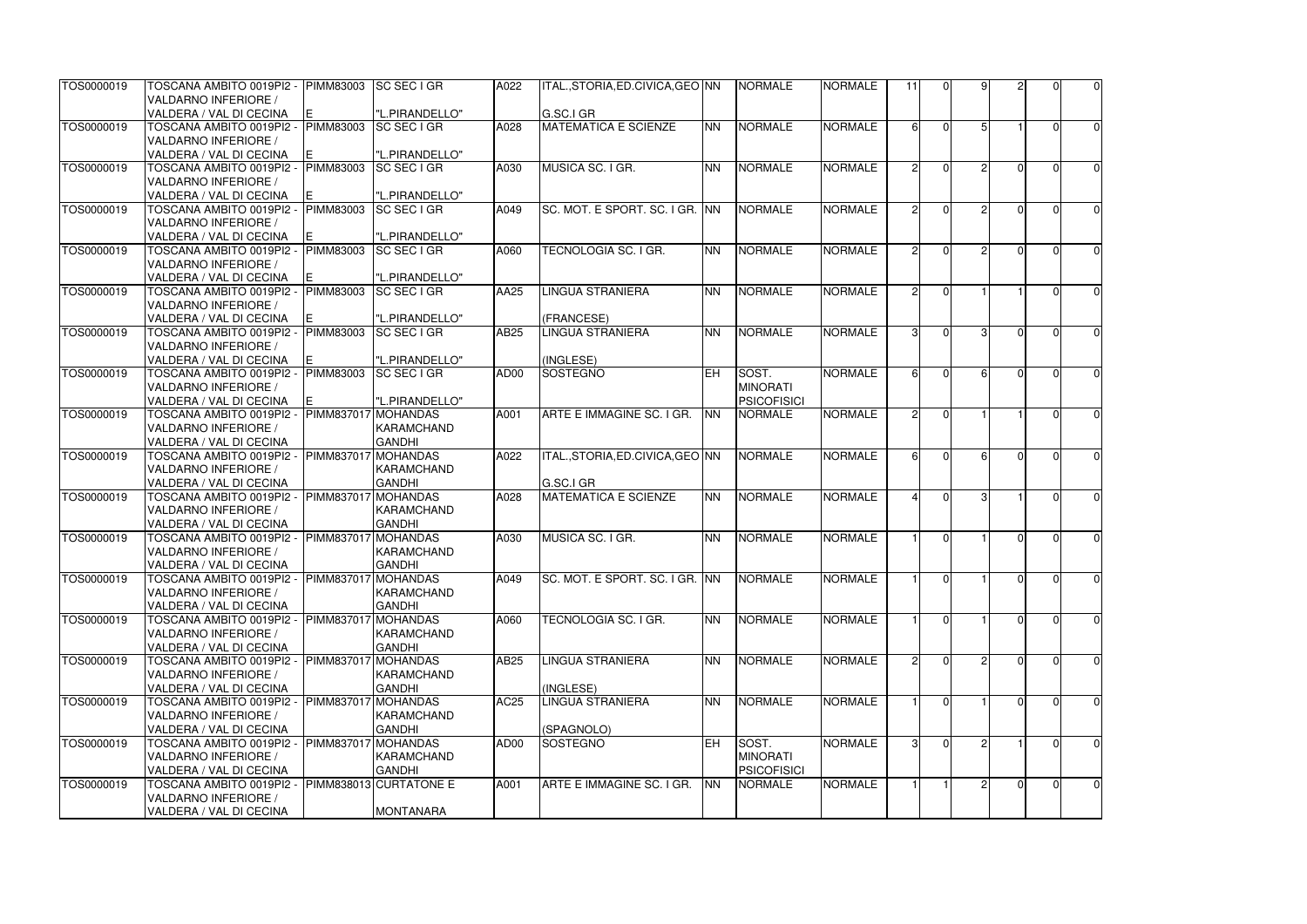| TOS0000019 | TOSCANA AMBITO 0019PI2 - VALDARNO INFERIORE / VALDERA / VAL DI CECINA | PIMM83003E | SC SEC I GR "L.PIRANDELLO" | A022 | ITAL.,STORIA,ED.CIVICA,GEO G.SC.I GR | NN | NORMALE | NORMALE | 11 | 0 | 9 | 2 | 0 | 0 |
|---|---|---|---|---|---|---|---|---|---|---|---|---|---|---|
| TOS0000019 | TOSCANA AMBITO 0019PI2 - VALDARNO INFERIORE / VALDERA / VAL DI CECINA | PIMM83003E | SC SEC I GR "L.PIRANDELLO" | A028 | MATEMATICA E SCIENZE | NN | NORMALE | NORMALE | 6 | 0 | 5 | 1 | 0 | 0 |
| TOS0000019 | TOSCANA AMBITO 0019PI2 - VALDARNO INFERIORE / VALDERA / VAL DI CECINA | PIMM83003E | SC SEC I GR "L.PIRANDELLO" | A030 | MUSICA SC. I GR. | NN | NORMALE | NORMALE | 2 | 0 | 2 | 0 | 0 | 0 |
| TOS0000019 | TOSCANA AMBITO 0019PI2 - VALDARNO INFERIORE / VALDERA / VAL DI CECINA | PIMM83003E | SC SEC I GR "L.PIRANDELLO" | A049 | SC. MOT. E SPORT. SC. I GR. | NN | NORMALE | NORMALE | 2 | 0 | 2 | 0 | 0 | 0 |
| TOS0000019 | TOSCANA AMBITO 0019PI2 - VALDARNO INFERIORE / VALDERA / VAL DI CECINA | PIMM83003E | SC SEC I GR "L.PIRANDELLO" | A060 | TECNOLOGIA SC. I GR. | NN | NORMALE | NORMALE | 2 | 0 | 2 | 0 | 0 | 0 |
| TOS0000019 | TOSCANA AMBITO 0019PI2 - VALDARNO INFERIORE / VALDERA / VAL DI CECINA | PIMM83003E | SC SEC I GR "L.PIRANDELLO" | AA25 | LINGUA STRANIERA (FRANCESE) | NN | NORMALE | NORMALE | 2 | 0 | 1 | 1 | 0 | 0 |
| TOS0000019 | TOSCANA AMBITO 0019PI2 - VALDARNO INFERIORE / VALDERA / VAL DI CECINA | PIMM83003E | SC SEC I GR "L.PIRANDELLO" | AB25 | LINGUA STRANIERA (INGLESE) | NN | NORMALE | NORMALE | 3 | 0 | 3 | 0 | 0 | 0 |
| TOS0000019 | TOSCANA AMBITO 0019PI2 - VALDARNO INFERIORE / VALDERA / VAL DI CECINA | PIMM83003E | SC SEC I GR "L.PIRANDELLO" | AD00 | SOSTEGNO | EH | SOST. MINORATI PSICOFISICI | NORMALE | 6 | 0 | 6 | 0 | 0 | 0 |
| TOS0000019 | TOSCANA AMBITO 0019PI2 - VALDARNO INFERIORE / VALDERA / VAL DI CECINA | PIMM837017 | MOHANDAS KARAMCHAND GANDHI | A001 | ARTE E IMMAGINE SC. I GR. | NN | NORMALE | NORMALE | 2 | 0 | 1 | 1 | 0 | 0 |
| TOS0000019 | TOSCANA AMBITO 0019PI2 - VALDARNO INFERIORE / VALDERA / VAL DI CECINA | PIMM837017 | MOHANDAS KARAMCHAND GANDHI | A022 | ITAL.,STORIA,ED.CIVICA,GEO G.SC.I GR | NN | NORMALE | NORMALE | 6 | 0 | 6 | 0 | 0 | 0 |
| TOS0000019 | TOSCANA AMBITO 0019PI2 - VALDARNO INFERIORE / VALDERA / VAL DI CECINA | PIMM837017 | MOHANDAS KARAMCHAND GANDHI | A028 | MATEMATICA E SCIENZE | NN | NORMALE | NORMALE | 4 | 0 | 3 | 1 | 0 | 0 |
| TOS0000019 | TOSCANA AMBITO 0019PI2 - VALDARNO INFERIORE / VALDERA / VAL DI CECINA | PIMM837017 | MOHANDAS KARAMCHAND GANDHI | A030 | MUSICA SC. I GR. | NN | NORMALE | NORMALE | 1 | 0 | 1 | 0 | 0 | 0 |
| TOS0000019 | TOSCANA AMBITO 0019PI2 - VALDARNO INFERIORE / VALDERA / VAL DI CECINA | PIMM837017 | MOHANDAS KARAMCHAND GANDHI | A049 | SC. MOT. E SPORT. SC. I GR. | NN | NORMALE | NORMALE | 1 | 0 | 1 | 0 | 0 | 0 |
| TOS0000019 | TOSCANA AMBITO 0019PI2 - VALDARNO INFERIORE / VALDERA / VAL DI CECINA | PIMM837017 | MOHANDAS KARAMCHAND GANDHI | A060 | TECNOLOGIA SC. I GR. | NN | NORMALE | NORMALE | 1 | 0 | 1 | 0 | 0 | 0 |
| TOS0000019 | TOSCANA AMBITO 0019PI2 - VALDARNO INFERIORE / VALDERA / VAL DI CECINA | PIMM837017 | MOHANDAS KARAMCHAND GANDHI | AB25 | LINGUA STRANIERA (INGLESE) | NN | NORMALE | NORMALE | 2 | 0 | 2 | 0 | 0 | 0 |
| TOS0000019 | TOSCANA AMBITO 0019PI2 - VALDARNO INFERIORE / VALDERA / VAL DI CECINA | PIMM837017 | MOHANDAS KARAMCHAND GANDHI | AC25 | LINGUA STRANIERA (SPAGNOLO) | NN | NORMALE | NORMALE | 1 | 0 | 1 | 0 | 0 | 0 |
| TOS0000019 | TOSCANA AMBITO 0019PI2 - VALDARNO INFERIORE / VALDERA / VAL DI CECINA | PIMM837017 | MOHANDAS KARAMCHAND GANDHI | AD00 | SOSTEGNO | EH | SOST. MINORATI PSICOFISICI | NORMALE | 3 | 0 | 2 | 1 | 0 | 0 |
| TOS0000019 | TOSCANA AMBITO 0019PI2 - VALDARNO INFERIORE / VALDERA / VAL DI CECINA | PIMM838013 | CURTATONE E MONTANARA | A001 | ARTE E IMMAGINE SC. I GR. | NN | NORMALE | NORMALE | 1 | 1 | 2 | 0 | 0 | 0 |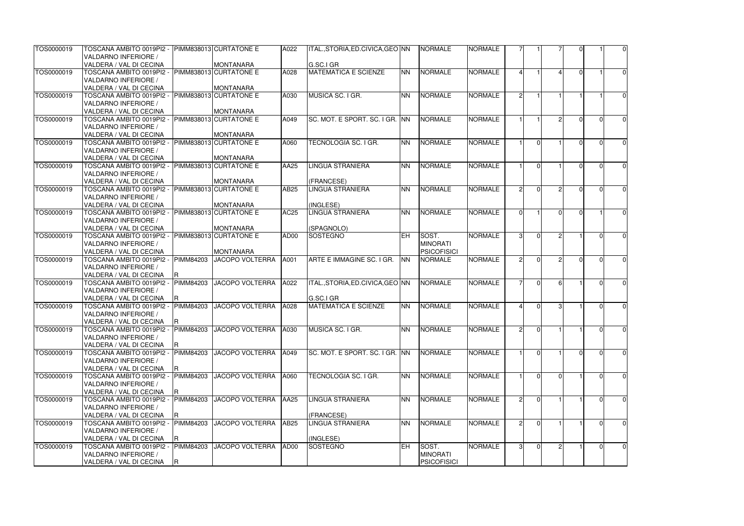| | | | | | | | | | | | | | | | |
|---|---|---|---|---|---|---|---|---|---|---|---|---|---|---|---|
| TOS0000019 | TOSCANA AMBITO 0019PI2 - VALDARNO INFERIORE / VALDERA / VAL DI CECINA | PIMM838013 | CURTATONE E MONTANARA | A022 | ITAL.,STORIA,ED.CIVICA,GEO G.SC.I GR | NN | NORMALE | NORMALE | 7 | 1 | 7 | 0 | 1 | 0 |
| TOS0000019 | TOSCANA AMBITO 0019PI2 - VALDARNO INFERIORE / VALDERA / VAL DI CECINA | PIMM838013 | CURTATONE E MONTANARA | A028 | MATEMATICA E SCIENZE | NN | NORMALE | NORMALE | 4 | 1 | 4 | 0 | 1 | 0 |
| TOS0000019 | TOSCANA AMBITO 0019PI2 - VALDARNO INFERIORE / VALDERA / VAL DI CECINA | PIMM838013 | CURTATONE E MONTANARA | A030 | MUSICA SC. I GR. | NN | NORMALE | NORMALE | 2 | 1 | 1 | 1 | 1 | 0 |
| TOS0000019 | TOSCANA AMBITO 0019PI2 - VALDARNO INFERIORE / VALDERA / VAL DI CECINA | PIMM838013 | CURTATONE E MONTANARA | A049 | SC. MOT. E SPORT. SC. I GR. | NN | NORMALE | NORMALE | 1 | 1 | 2 | 0 | 0 | 0 |
| TOS0000019 | TOSCANA AMBITO 0019PI2 - VALDARNO INFERIORE / VALDERA / VAL DI CECINA | PIMM838013 | CURTATONE E MONTANARA | A060 | TECNOLOGIA SC. I GR. | NN | NORMALE | NORMALE | 1 | 0 | 1 | 0 | 0 | 0 |
| TOS0000019 | TOSCANA AMBITO 0019PI2 - VALDARNO INFERIORE / VALDERA / VAL DI CECINA | PIMM838013 | CURTATONE E MONTANARA | AA25 | LINGUA STRANIERA (FRANCESE) | NN | NORMALE | NORMALE | 1 | 0 | 1 | 0 | 0 | 0 |
| TOS0000019 | TOSCANA AMBITO 0019PI2 - VALDARNO INFERIORE / VALDERA / VAL DI CECINA | PIMM838013 | CURTATONE E MONTANARA | AB25 | LINGUA STRANIERA (INGLESE) | NN | NORMALE | NORMALE | 2 | 0 | 2 | 0 | 0 | 0 |
| TOS0000019 | TOSCANA AMBITO 0019PI2 - VALDARNO INFERIORE / VALDERA / VAL DI CECINA | PIMM838013 | CURTATONE E MONTANARA | AC25 | LINGUA STRANIERA (SPAGNOLO) | NN | NORMALE | NORMALE | 0 | 1 | 0 | 0 | 1 | 0 |
| TOS0000019 | TOSCANA AMBITO 0019PI2 - VALDARNO INFERIORE / VALDERA / VAL DI CECINA | PIMM838013 | CURTATONE E MONTANARA | AD00 | SOSTEGNO | EH | SOST. MINORATI PSICOFISICI | NORMALE | 3 | 0 | 2 | 1 | 0 | 0 |
| TOS0000019 | TOSCANA AMBITO 0019PI2 - VALDARNO INFERIORE / VALDERA / VAL DI CECINA | PIMM84203R | JACOPO VOLTERRA | A001 | ARTE E IMMAGINE SC. I GR. | NN | NORMALE | NORMALE | 2 | 0 | 2 | 0 | 0 | 0 |
| TOS0000019 | TOSCANA AMBITO 0019PI2 - VALDARNO INFERIORE / VALDERA / VAL DI CECINA | PIMM84203R | JACOPO VOLTERRA | A022 | ITAL.,STORIA,ED.CIVICA,GEO G.SC.I GR | NN | NORMALE | NORMALE | 7 | 0 | 6 | 1 | 0 | 0 |
| TOS0000019 | TOSCANA AMBITO 0019PI2 - VALDARNO INFERIORE / VALDERA / VAL DI CECINA | PIMM84203R | JACOPO VOLTERRA | A028 | MATEMATICA E SCIENZE | NN | NORMALE | NORMALE | 4 | 0 | 3 | 1 | 0 | 0 |
| TOS0000019 | TOSCANA AMBITO 0019PI2 - VALDARNO INFERIORE / VALDERA / VAL DI CECINA | PIMM84203R | JACOPO VOLTERRA | A030 | MUSICA SC. I GR. | NN | NORMALE | NORMALE | 2 | 0 | 1 | 1 | 0 | 0 |
| TOS0000019 | TOSCANA AMBITO 0019PI2 - VALDARNO INFERIORE / VALDERA / VAL DI CECINA | PIMM84203R | JACOPO VOLTERRA | A049 | SC. MOT. E SPORT. SC. I GR. | NN | NORMALE | NORMALE | 1 | 0 | 1 | 0 | 0 | 0 |
| TOS0000019 | TOSCANA AMBITO 0019PI2 - VALDARNO INFERIORE / VALDERA / VAL DI CECINA | PIMM84203R | JACOPO VOLTERRA | A060 | TECNOLOGIA SC. I GR. | NN | NORMALE | NORMALE | 1 | 0 | 0 | 1 | 0 | 0 |
| TOS0000019 | TOSCANA AMBITO 0019PI2 - VALDARNO INFERIORE / VALDERA / VAL DI CECINA | PIMM84203R | JACOPO VOLTERRA | AA25 | LINGUA STRANIERA (FRANCESE) | NN | NORMALE | NORMALE | 2 | 0 | 1 | 1 | 0 | 0 |
| TOS0000019 | TOSCANA AMBITO 0019PI2 - VALDARNO INFERIORE / VALDERA / VAL DI CECINA | PIMM84203R | JACOPO VOLTERRA | AB25 | LINGUA STRANIERA (INGLESE) | NN | NORMALE | NORMALE | 2 | 0 | 1 | 1 | 0 | 0 |
| TOS0000019 | TOSCANA AMBITO 0019PI2 - VALDARNO INFERIORE / VALDERA / VAL DI CECINA | PIMM84203R | JACOPO VOLTERRA | AD00 | SOSTEGNO | EH | SOST. MINORATI PSICOFISICI | NORMALE | 3 | 0 | 2 | 1 | 0 | 0 |